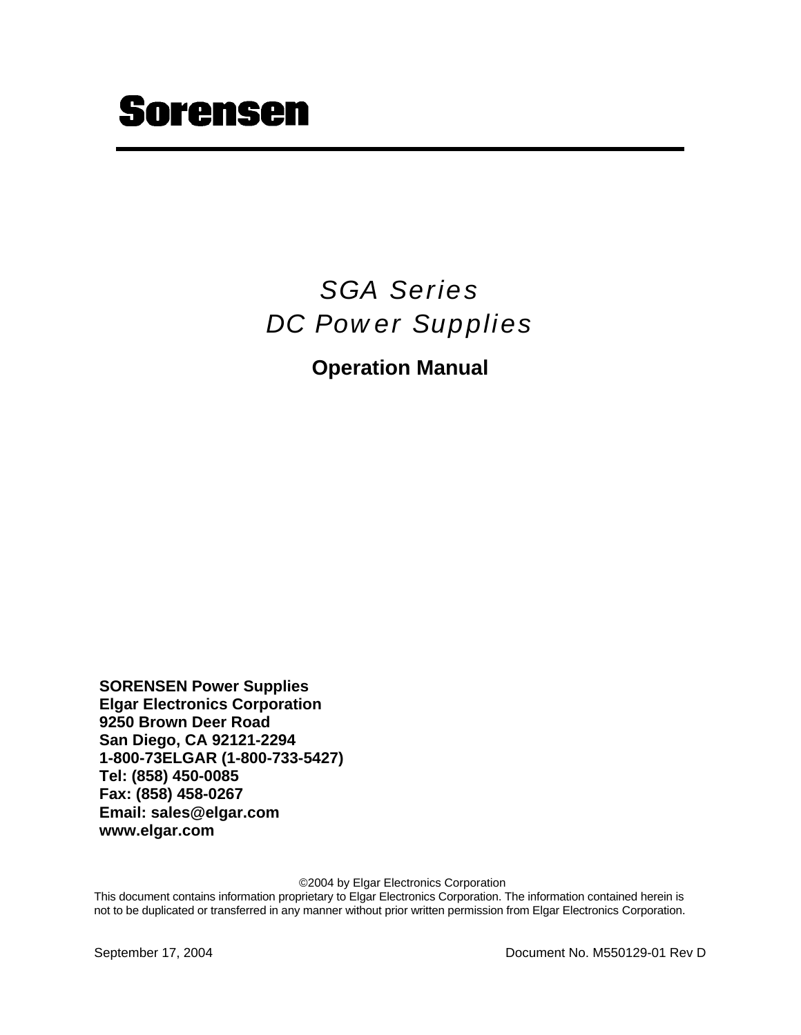# Sorensen

## *SGA Series*
## *DC Power Supplies*

**Operation Manual**

**SORENSEN Power Supplies**
**Elgar Electronics Corporation**
**9250 Brown Deer Road**
**San Diego, CA 92121-2294**
**1-800-73ELGAR (1-800-733-5427)**
**Tel: (858) 450-0085**
**Fax: (858) 458-0267**
**Email: sales@elgar.com**
**www.elgar.com**

©2004 by Elgar Electronics Corporation
This document contains information proprietary to Elgar Electronics Corporation. The information contained herein is not to be duplicated or transferred in any manner without prior written permission from Elgar Electronics Corporation.

September 17, 2004 Document No. M550129-01 Rev D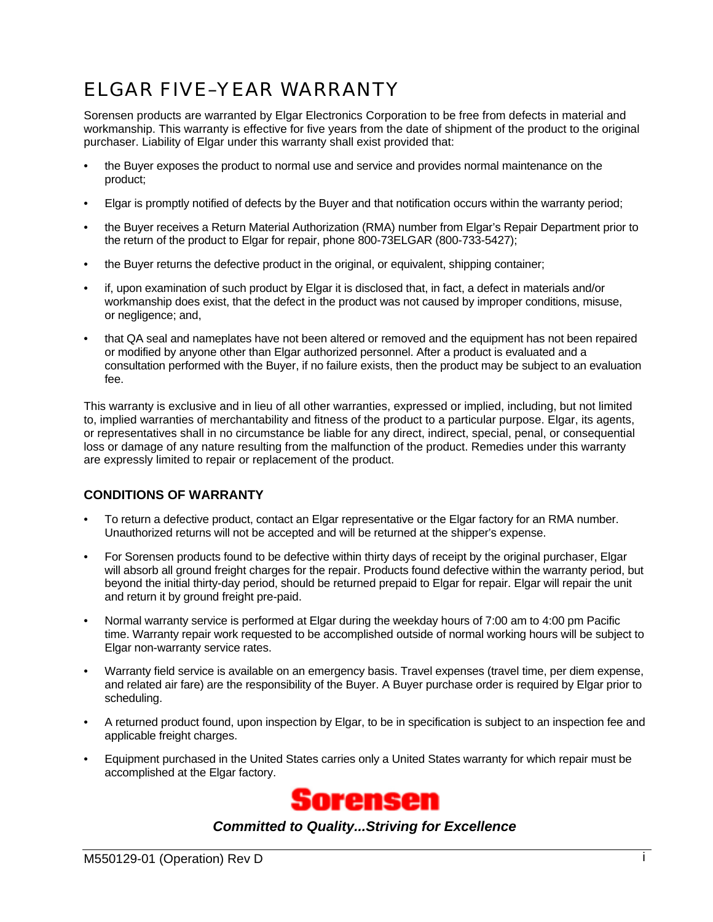# ELGAR FIVE-YEAR WARRANTY

Sorensen products are warranted by Elgar Electronics Corporation to be free from defects in material and workmanship. This warranty is effective for five years from the date of shipment of the product to the original purchaser. Liability of Elgar under this warranty shall exist provided that:

- the Buyer exposes the product to normal use and service and provides normal maintenance on the product;
- Elgar is promptly notified of defects by the Buyer and that notification occurs within the warranty period;
- the Buyer receives a Return Material Authorization (RMA) number from Elgar's Repair Department prior to the return of the product to Elgar for repair, phone 800-73ELGAR (800-733-5427);
- the Buyer returns the defective product in the original, or equivalent, shipping container;
- if, upon examination of such product by Elgar it is disclosed that, in fact, a defect in materials and/or workmanship does exist, that the defect in the product was not caused by improper conditions, misuse, or negligence; and,
- that QA seal and nameplates have not been altered or removed and the equipment has not been repaired or modified by anyone other than Elgar authorized personnel. After a product is evaluated and a consultation performed with the Buyer, if no failure exists, then the product may be subject to an evaluation fee.

This warranty is exclusive and in lieu of all other warranties, expressed or implied, including, but not limited to, implied warranties of merchantability and fitness of the product to a particular purpose. Elgar, its agents, or representatives shall in no circumstance be liable for any direct, indirect, special, penal, or consequential loss or damage of any nature resulting from the malfunction of the product. Remedies under this warranty are expressly limited to repair or replacement of the product.

### CONDITIONS OF WARRANTY

- To return a defective product, contact an Elgar representative or the Elgar factory for an RMA number. Unauthorized returns will not be accepted and will be returned at the shipper's expense.
- For Sorensen products found to be defective within thirty days of receipt by the original purchaser, Elgar will absorb all ground freight charges for the repair. Products found defective within the warranty period, but beyond the initial thirty-day period, should be returned prepaid to Elgar for repair. Elgar will repair the unit and return it by ground freight pre-paid.
- Normal warranty service is performed at Elgar during the weekday hours of 7:00 am to 4:00 pm Pacific time. Warranty repair work requested to be accomplished outside of normal working hours will be subject to Elgar non-warranty service rates.
- Warranty field service is available on an emergency basis. Travel expenses (travel time, per diem expense, and related air fare) are the responsibility of the Buyer. A Buyer purchase order is required by Elgar prior to scheduling.
- A returned product found, upon inspection by Elgar, to be in specification is subject to an inspection fee and applicable freight charges.
- Equipment purchased in the United States carries only a United States warranty for which repair must be accomplished at the Elgar factory.

**Sorensen**

***Committed to Quality...Striving for Excellence***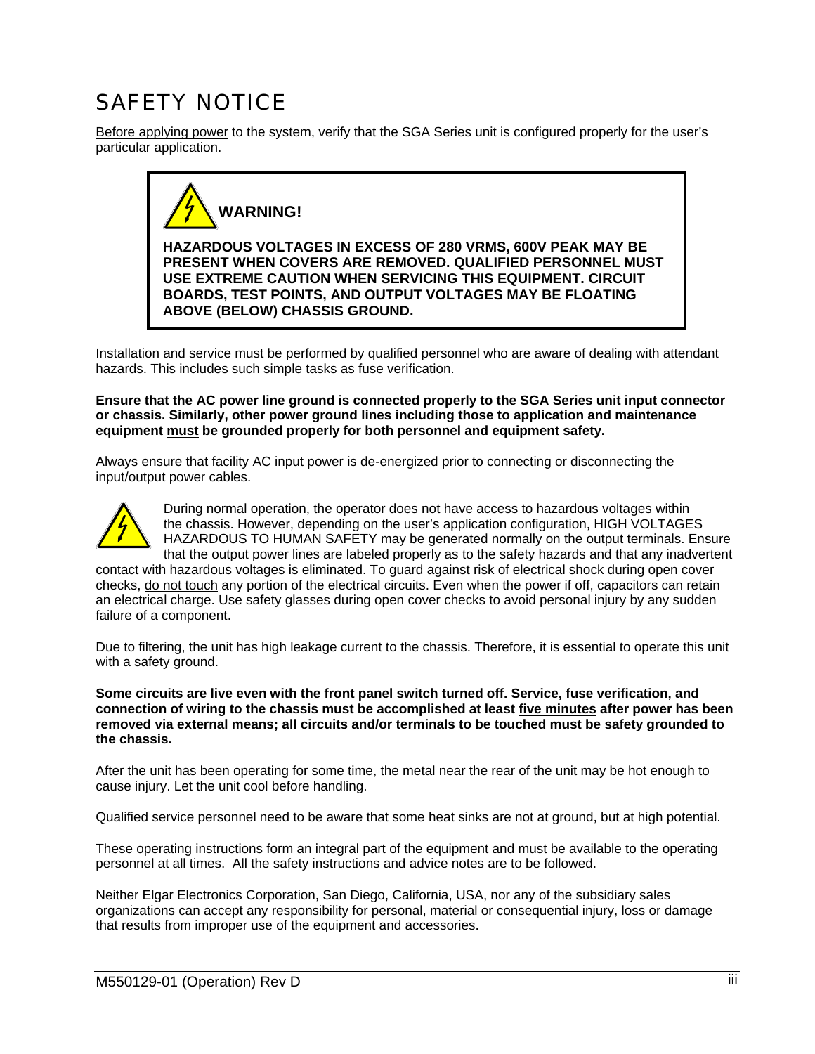# SAFETY NOTICE

Before applying power to the system, verify that the SGA Series unit is configured properly for the user's particular application.

> **WARNING!**
>
> **HAZARDOUS VOLTAGES IN EXCESS OF 280 VRMS, 600V PEAK MAY BE PRESENT WHEN COVERS ARE REMOVED. QUALIFIED PERSONNEL MUST USE EXTREME CAUTION WHEN SERVICING THIS EQUIPMENT. CIRCUIT BOARDS, TEST POINTS, AND OUTPUT VOLTAGES MAY BE FLOATING ABOVE (BELOW) CHASSIS GROUND.**

Installation and service must be performed by qualified personnel who are aware of dealing with attendant hazards. This includes such simple tasks as fuse verification.

**Ensure that the AC power line ground is connected properly to the SGA Series unit input connector or chassis. Similarly, other power ground lines including those to application and maintenance equipment must be grounded properly for both personnel and equipment safety.**

Always ensure that facility AC input power is de-energized prior to connecting or disconnecting the input/output power cables.

During normal operation, the operator does not have access to hazardous voltages within the chassis. However, depending on the user's application configuration, HIGH VOLTAGES HAZARDOUS TO HUMAN SAFETY may be generated normally on the output terminals. Ensure that the output power lines are labeled properly as to the safety hazards and that any inadvertent contact with hazardous voltages is eliminated. To guard against risk of electrical shock during open cover checks, do not touch any portion of the electrical circuits. Even when the power if off, capacitors can retain an electrical charge. Use safety glasses during open cover checks to avoid personal injury by any sudden failure of a component.

Due to filtering, the unit has high leakage current to the chassis. Therefore, it is essential to operate this unit with a safety ground.

**Some circuits are live even with the front panel switch turned off. Service, fuse verification, and connection of wiring to the chassis must be accomplished at least five minutes after power has been removed via external means; all circuits and/or terminals to be touched must be safety grounded to the chassis.**

After the unit has been operating for some time, the metal near the rear of the unit may be hot enough to cause injury. Let the unit cool before handling.

Qualified service personnel need to be aware that some heat sinks are not at ground, but at high potential.

These operating instructions form an integral part of the equipment and must be available to the operating personnel at all times. All the safety instructions and advice notes are to be followed.

Neither Elgar Electronics Corporation, San Diego, California, USA, nor any of the subsidiary sales organizations can accept any responsibility for personal, material or consequential injury, loss or damage that results from improper use of the equipment and accessories.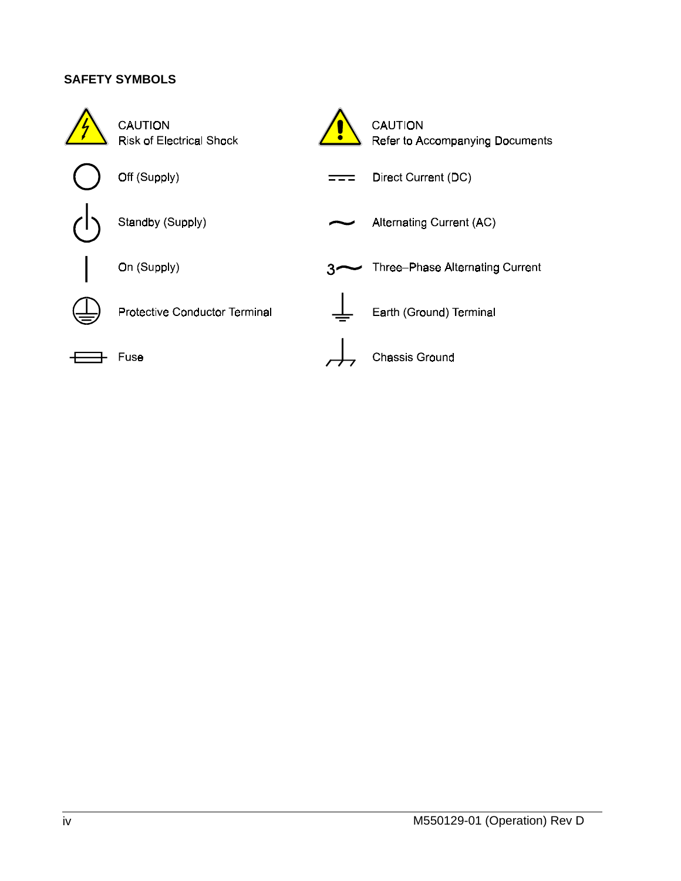## SAFETY SYMBOLS

| Symbol | Meaning | Symbol | Meaning |
| --- | --- | --- | --- |
| | CAUTION Risk of Electrical Shock | | CAUTION Refer to Accompanying Documents |
| | Off (Supply) | | Direct Current (DC) |
| | Standby (Supply) | | Alternating Current (AC) |
| | On (Supply) | | Three–Phase Alternating Current |
| | Protective Conductor Terminal | | Earth (Ground) Terminal |
| | Fuse | | Chassis Ground |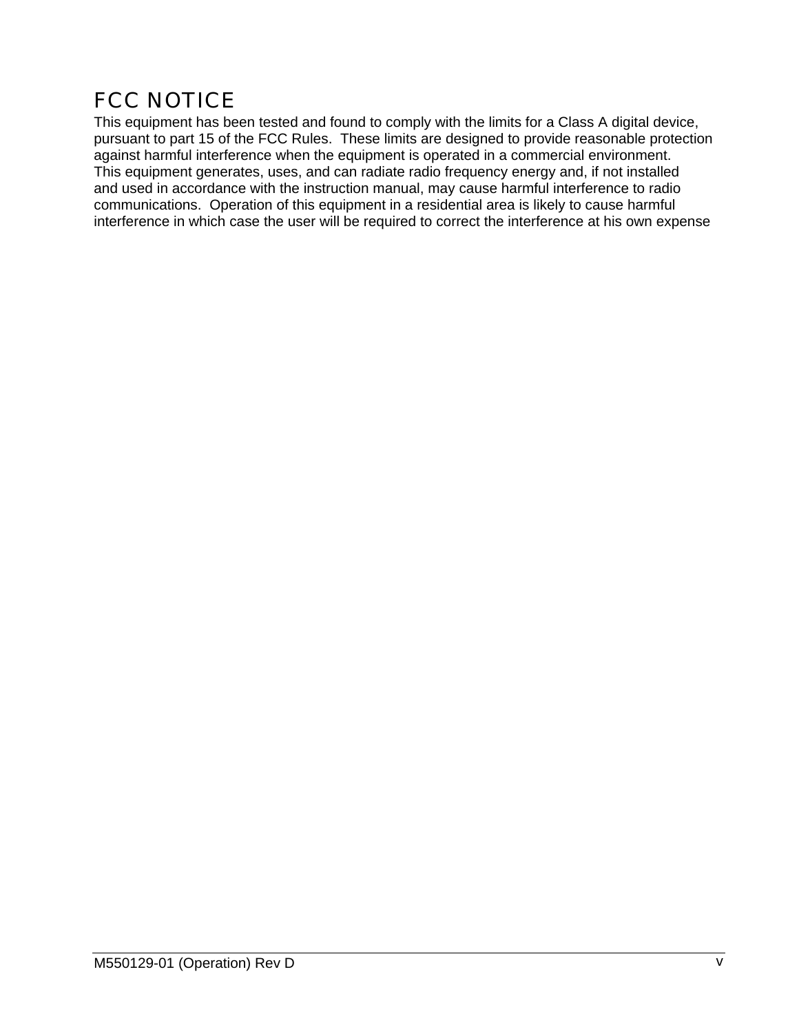# FCC NOTICE

This equipment has been tested and found to comply with the limits for a Class A digital device, pursuant to part 15 of the FCC Rules. These limits are designed to provide reasonable protection against harmful interference when the equipment is operated in a commercial environment. This equipment generates, uses, and can radiate radio frequency energy and, if not installed and used in accordance with the instruction manual, may cause harmful interference to radio communications. Operation of this equipment in a residential area is likely to cause harmful interference in which case the user will be required to correct the interference at his own expense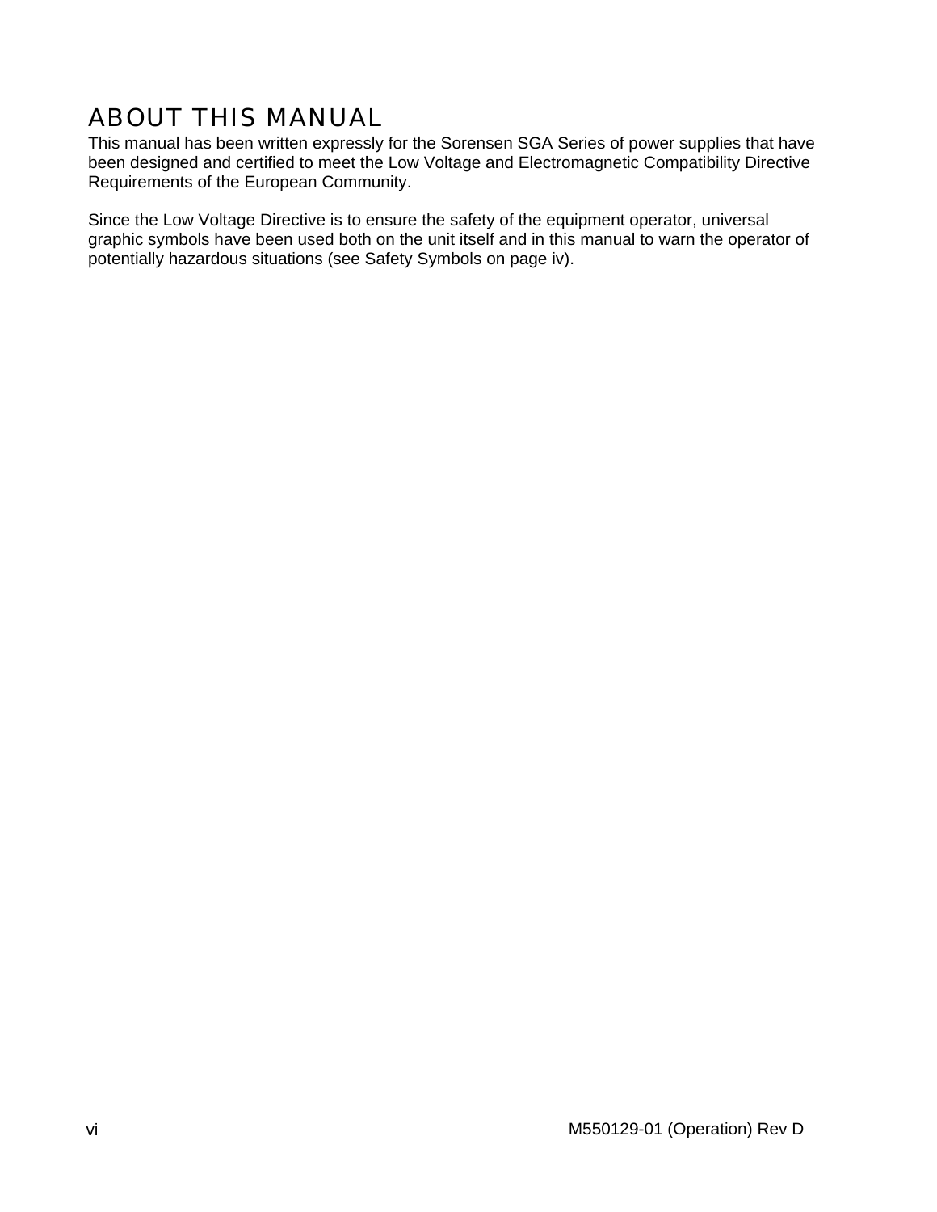# ABOUT THIS MANUAL

This manual has been written expressly for the Sorensen SGA Series of power supplies that have been designed and certified to meet the Low Voltage and Electromagnetic Compatibility Directive Requirements of the European Community.

Since the Low Voltage Directive is to ensure the safety of the equipment operator, universal graphic symbols have been used both on the unit itself and in this manual to warn the operator of potentially hazardous situations (see Safety Symbols on page iv).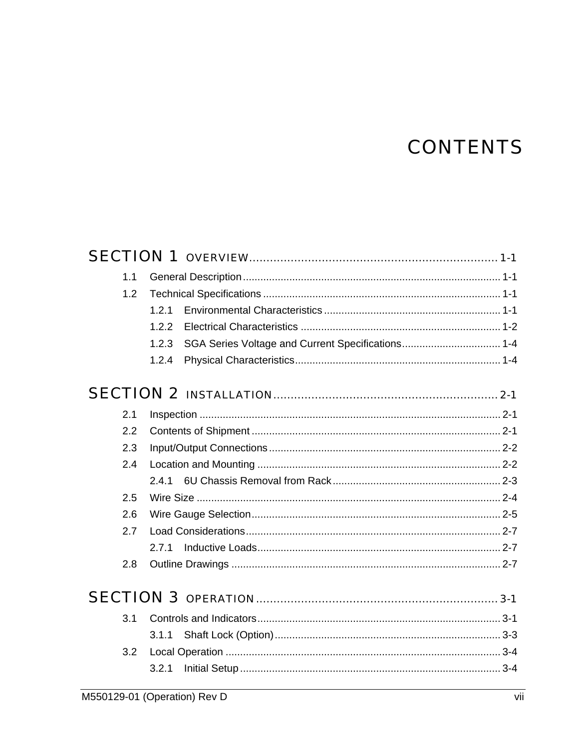# CONTENTS

SECTION 1 OVERVIEW........................................................................1-1

1.1 General Description........................................................................................1-1

1.2 Technical Specifications.................................................................................1-1

1.2.1 Environmental Characteristics............................................................1-1

1.2.2 Electrical Characteristics....................................................................1-2

1.2.3 SGA Series Voltage and Current Specifications..................................1-4

1.2.4 Physical Characteristics......................................................................1-4

SECTION 2 INSTALLATION.................................................................2-1

2.1 Inspection.......................................................................................................2-1

2.2 Contents of Shipment.....................................................................................2-1

2.3 Input/Output Connections...............................................................................2-2

2.4 Location and Mounting...................................................................................2-2

2.4.1 6U Chassis Removal from Rack.........................................................2-3

2.5 Wire Size........................................................................................................2-4

2.6 Wire Gauge Selection.....................................................................................2-5

2.7 Load Considerations.......................................................................................2-7

2.7.1 Inductive Loads...................................................................................2-7

2.8 Outline Drawings............................................................................................2-7

SECTION 3 OPERATION.....................................................................3-1

3.1 Controls and Indicators...................................................................................3-1

3.1.1 Shaft Lock (Option).............................................................................3-3

3.2 Local Operation..............................................................................................3-4

3.2.1 Initial Setup.........................................................................................3-4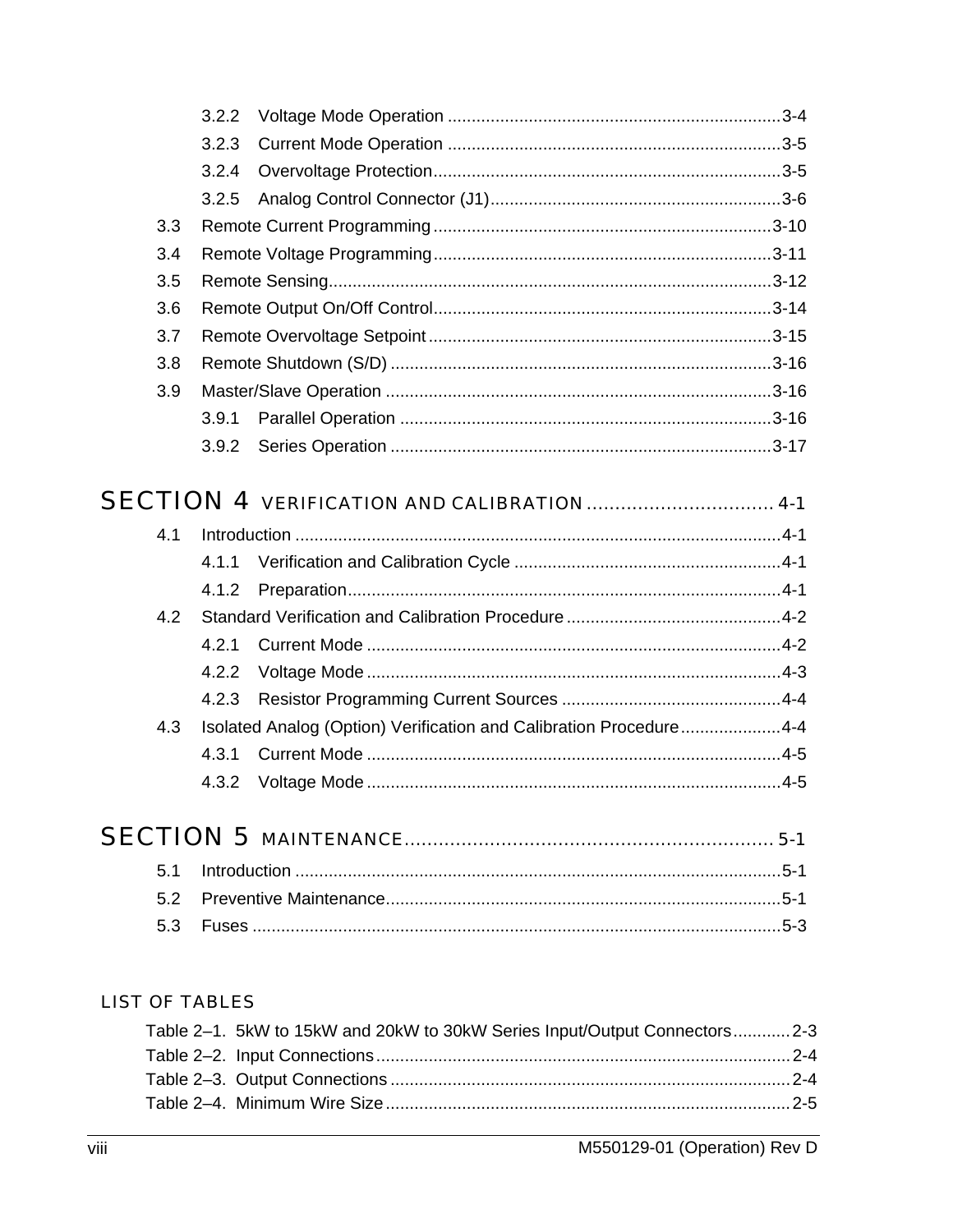3.2.2 Voltage Mode Operation ......................................................................3-4

3.2.3 Current Mode Operation ......................................................................3-5

3.2.4 Overvoltage Protection.........................................................................3-5

3.2.5 Analog Control Connector (J1).............................................................3-6

3.3 Remote Current Programming.......................................................................3-10

3.4 Remote Voltage Programming.......................................................................3-11

3.5 Remote Sensing.............................................................................................3-12

3.6 Remote Output On/Off Control.......................................................................3-14

3.7 Remote Overvoltage Setpoint........................................................................3-15

3.8 Remote Shutdown (S/D) ................................................................................3-16

3.9 Master/Slave Operation .................................................................................3-16

3.9.1 Parallel Operation ..............................................................................3-16

3.9.2 Series Operation ................................................................................3-17

## SECTION 4 VERIFICATION AND CALIBRATION ................................. 4-1

4.1 Introduction ......................................................................................................4-1

4.1.1 Verification and Calibration Cycle ........................................................4-1

4.1.2 Preparation...........................................................................................4-1

4.2 Standard Verification and Calibration Procedure.............................................4-2

4.2.1 Current Mode .......................................................................................4-2

4.2.2 Voltage Mode .......................................................................................4-3

4.2.3 Resistor Programming Current Sources ..............................................4-4

4.3 Isolated Analog (Option) Verification and Calibration Procedure.....................4-4

4.3.1 Current Mode .......................................................................................4-5

4.3.2 Voltage Mode .......................................................................................4-5

## SECTION 5 MAINTENANCE................................................................. 5-1

5.1 Introduction ......................................................................................................5-1

5.2 Preventive Maintenance...................................................................................5-1

5.3 Fuses ...............................................................................................................5-3

### LIST OF TABLES

Table 2–1. 5kW to 15kW and 20kW to 30kW Series Input/Output Connectors............2-3

Table 2–2. Input Connections......................................................................................2-4

Table 2–3. Output Connections...................................................................................2-4

Table 2–4. Minimum Wire Size....................................................................................2-5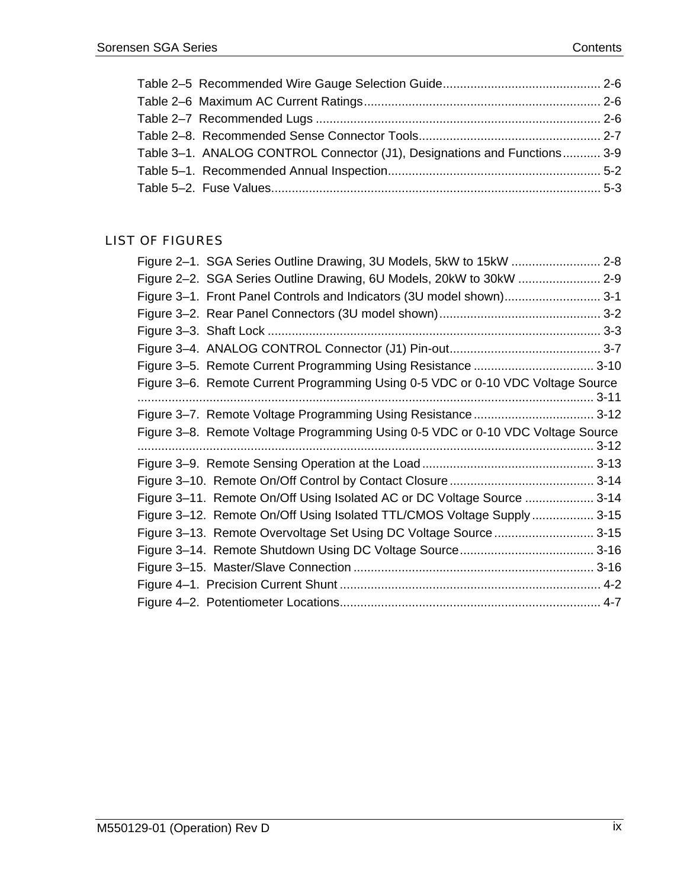Table 2–5 Recommended Wire Gauge Selection Guide ............................................. 2-6
Table 2–6 Maximum AC Current Ratings ..................................................................... 2-6
Table 2–7 Recommended Lugs ................................................................................... 2-6
Table 2–8. Recommended Sense Connector Tools ..................................................... 2-7
Table 3–1. ANALOG CONTROL Connector (J1), Designations and Functions ........... 3-9
Table 5–1. Recommended Annual Inspection .............................................................. 5-2
Table 5–2. Fuse Values ................................................................................................ 5-3

## LIST OF FIGURES

Figure 2–1. SGA Series Outline Drawing, 3U Models, 5kW to 15kW .......................... 2-8
Figure 2–2. SGA Series Outline Drawing, 6U Models, 20kW to 30kW ........................ 2-9
Figure 3–1. Front Panel Controls and Indicators (3U model shown) ............................ 3-1
Figure 3–2. Rear Panel Connectors (3U model shown) ............................................... 3-2
Figure 3–3. Shaft Lock ................................................................................................. 3-3
Figure 3–4. ANALOG CONTROL Connector (J1) Pin-out ............................................ 3-7
Figure 3–5. Remote Current Programming Using Resistance .................................... 3-10
Figure 3–6. Remote Current Programming Using 0-5 VDC or 0-10 VDC Voltage Source ..................................................................................................................... 3-11
Figure 3–7. Remote Voltage Programming Using Resistance .................................... 3-12
Figure 3–8. Remote Voltage Programming Using 0-5 VDC or 0-10 VDC Voltage Source ..................................................................................................................... 3-12
Figure 3–9. Remote Sensing Operation at the Load .................................................. 3-13
Figure 3–10. Remote On/Off Control by Contact Closure .......................................... 3-14
Figure 3–11. Remote On/Off Using Isolated AC or DC Voltage Source .................... 3-14
Figure 3–12. Remote On/Off Using Isolated TTL/CMOS Voltage Supply .................. 3-15
Figure 3–13. Remote Overvoltage Set Using DC Voltage Source ............................. 3-15
Figure 3–14. Remote Shutdown Using DC Voltage Source ....................................... 3-16
Figure 3–15. Master/Slave Connection ...................................................................... 3-16
Figure 4–1. Precision Current Shunt ............................................................................ 4-2
Figure 4–2. Potentiometer Locations ............................................................................ 4-7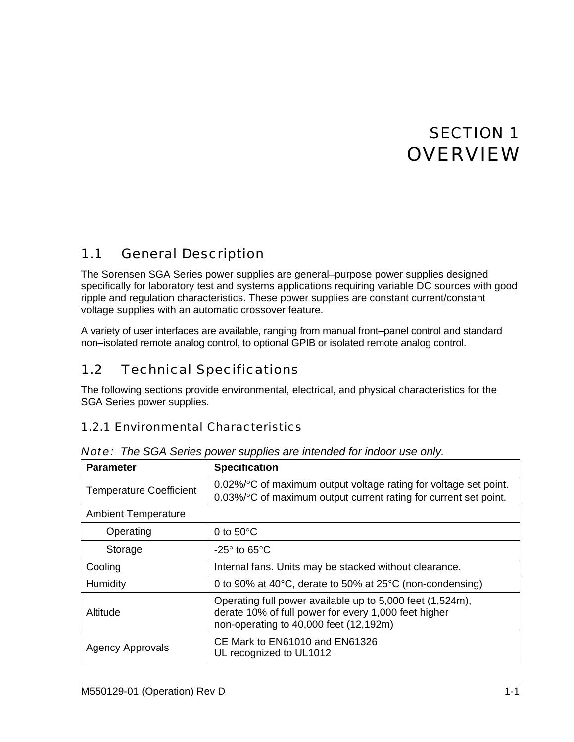# SECTION 1
# OVERVIEW

## 1.1 General Description

The Sorensen SGA Series power supplies are general–purpose power supplies designed specifically for laboratory test and systems applications requiring variable DC sources with good ripple and regulation characteristics. These power supplies are constant current/constant voltage supplies with an automatic crossover feature.

A variety of user interfaces are available, ranging from manual front–panel control and standard non–isolated remote analog control, to optional GPIB or isolated remote analog control.

## 1.2 Technical Specifications

The following sections provide environmental, electrical, and physical characteristics for the SGA Series power supplies.

### 1.2.1 Environmental Characteristics

*Note: The SGA Series power supplies are intended for indoor use only.*

| **Parameter** | **Specification** |
|---|---|
| Temperature Coefficient | 0.02%/°C of maximum output voltage rating for voltage set point.<br>0.03%/°C of maximum output current rating for current set point. |
| Ambient Temperature | |
| Operating | 0 to 50°C |
| Storage | -25° to 65°C |
| Cooling | Internal fans. Units may be stacked without clearance. |
| Humidity | 0 to 90% at 40°C, derate to 50% at 25°C (non-condensing) |
| Altitude | Operating full power available up to 5,000 feet (1,524m),<br>derate 10% of full power for every 1,000 feet higher<br>non-operating to 40,000 feet (12,192m) |
| Agency Approvals | CE Mark to EN61010 and EN61326<br>UL recognized to UL1012 |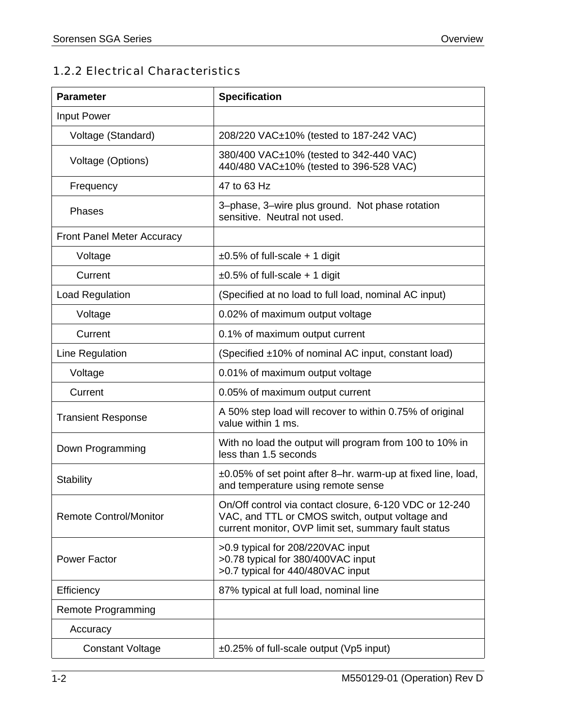### 1.2.2 Electrical Characteristics

| Parameter | Specification |
|---|---|
| Input Power | |
| Voltage (Standard) | 208/220 VAC±10% (tested to 187-242 VAC) |
| Voltage (Options) | 380/400 VAC±10% (tested to 342-440 VAC)<br>440/480 VAC±10% (tested to 396-528 VAC) |
| Frequency | 47 to 63 Hz |
| Phases | 3–phase, 3–wire plus ground. Not phase rotation sensitive. Neutral not used. |
| Front Panel Meter Accuracy | |
| Voltage | ±0.5% of full-scale + 1 digit |
| Current | ±0.5% of full-scale + 1 digit |
| Load Regulation | (Specified at no load to full load, nominal AC input) |
| Voltage | 0.02% of maximum output voltage |
| Current | 0.1% of maximum output current |
| Line Regulation | (Specified ±10% of nominal AC input, constant load) |
| Voltage | 0.01% of maximum output voltage |
| Current | 0.05% of maximum output current |
| Transient Response | A 50% step load will recover to within 0.75% of original value within 1 ms. |
| Down Programming | With no load the output will program from 100 to 10% in less than 1.5 seconds |
| Stability | ±0.05% of set point after 8–hr. warm-up at fixed line, load, and temperature using remote sense |
| Remote Control/Monitor | On/Off control via contact closure, 6-120 VDC or 12-240 VAC, and TTL or CMOS switch, output voltage and current monitor, OVP limit set, summary fault status |
| Power Factor | >0.9 typical for 208/220VAC input<br>>0.78 typical for 380/400VAC input<br>>0.7 typical for 440/480VAC input |
| Efficiency | 87% typical at full load, nominal line |
| Remote Programming | |
| Accuracy | |
| Constant Voltage | ±0.25% of full-scale output (Vp5 input) |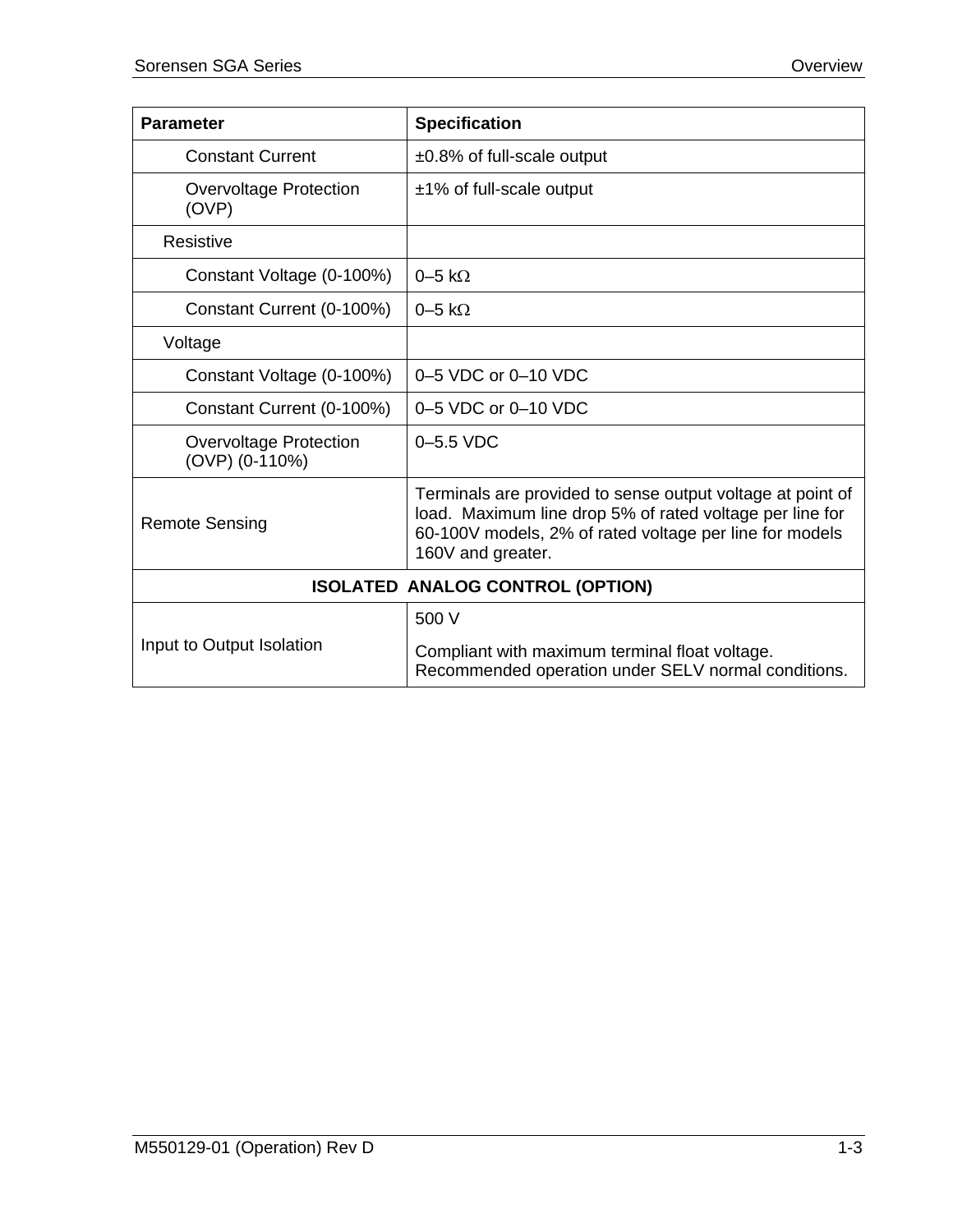| Parameter | Specification |
|---|---|
| Constant Current | ±0.8% of full-scale output |
| Overvoltage Protection (OVP) | ±1% of full-scale output |
| Resistive | |
| Constant Voltage (0-100%) | 0–5 kΩ |
| Constant Current (0-100%) | 0–5 kΩ |
| Voltage | |
| Constant Voltage (0-100%) | 0–5 VDC or 0–10 VDC |
| Constant Current (0-100%) | 0–5 VDC or 0–10 VDC |
| Overvoltage Protection (OVP) (0-110%) | 0–5.5 VDC |
| Remote Sensing | Terminals are provided to sense output voltage at point of load. Maximum line drop 5% of rated voltage per line for 60-100V models, 2% of rated voltage per line for models 160V and greater. |
| **ISOLATED ANALOG CONTROL (OPTION)** | |
| Input to Output Isolation | 500 V<br><br>Compliant with maximum terminal float voltage. Recommended operation under SELV normal conditions. |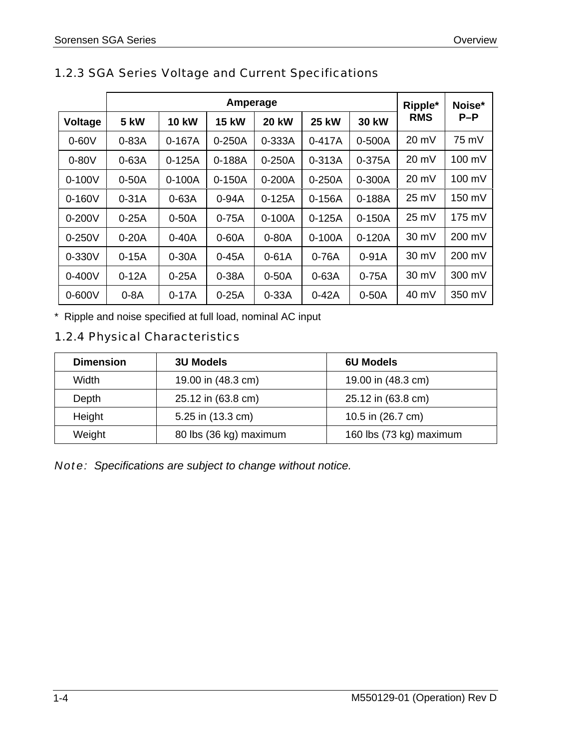### 1.2.3 SGA Series Voltage and Current Specifications

| | Amperage | | | | | | Ripple* RMS | Noise* P–P |
|---|---|---|---|---|---|---|---|---|
| **Voltage** | **5 kW** | **10 kW** | **15 kW** | **20 kW** | **25 kW** | **30 kW** | | |
| 0-60V | 0-83A | 0-167A | 0-250A | 0-333A | 0-417A | 0-500A | 20 mV | 75 mV |
| 0-80V | 0-63A | 0-125A | 0-188A | 0-250A | 0-313A | 0-375A | 20 mV | 100 mV |
| 0-100V | 0-50A | 0-100A | 0-150A | 0-200A | 0-250A | 0-300A | 20 mV | 100 mV |
| 0-160V | 0-31A | 0-63A | 0-94A | 0-125A | 0-156A | 0-188A | 25 mV | 150 mV |
| 0-200V | 0-25A | 0-50A | 0-75A | 0-100A | 0-125A | 0-150A | 25 mV | 175 mV |
| 0-250V | 0-20A | 0-40A | 0-60A | 0-80A | 0-100A | 0-120A | 30 mV | 200 mV |
| 0-330V | 0-15A | 0-30A | 0-45A | 0-61A | 0-76A | 0-91A | 30 mV | 200 mV |
| 0-400V | 0-12A | 0-25A | 0-38A | 0-50A | 0-63A | 0-75A | 30 mV | 300 mV |
| 0-600V | 0-8A | 0-17A | 0-25A | 0-33A | 0-42A | 0-50A | 40 mV | 350 mV |

\* Ripple and noise specified at full load, nominal AC input

### 1.2.4 Physical Characteristics

| Dimension | 3U Models | 6U Models |
|---|---|---|
| Width | 19.00 in (48.3 cm) | 19.00 in (48.3 cm) |
| Depth | 25.12 in (63.8 cm) | 25.12 in (63.8 cm) |
| Height | 5.25 in (13.3 cm) | 10.5 in (26.7 cm) |
| Weight | 80 lbs (36 kg) maximum | 160 lbs (73 kg) maximum |

*Note: Specifications are subject to change without notice.*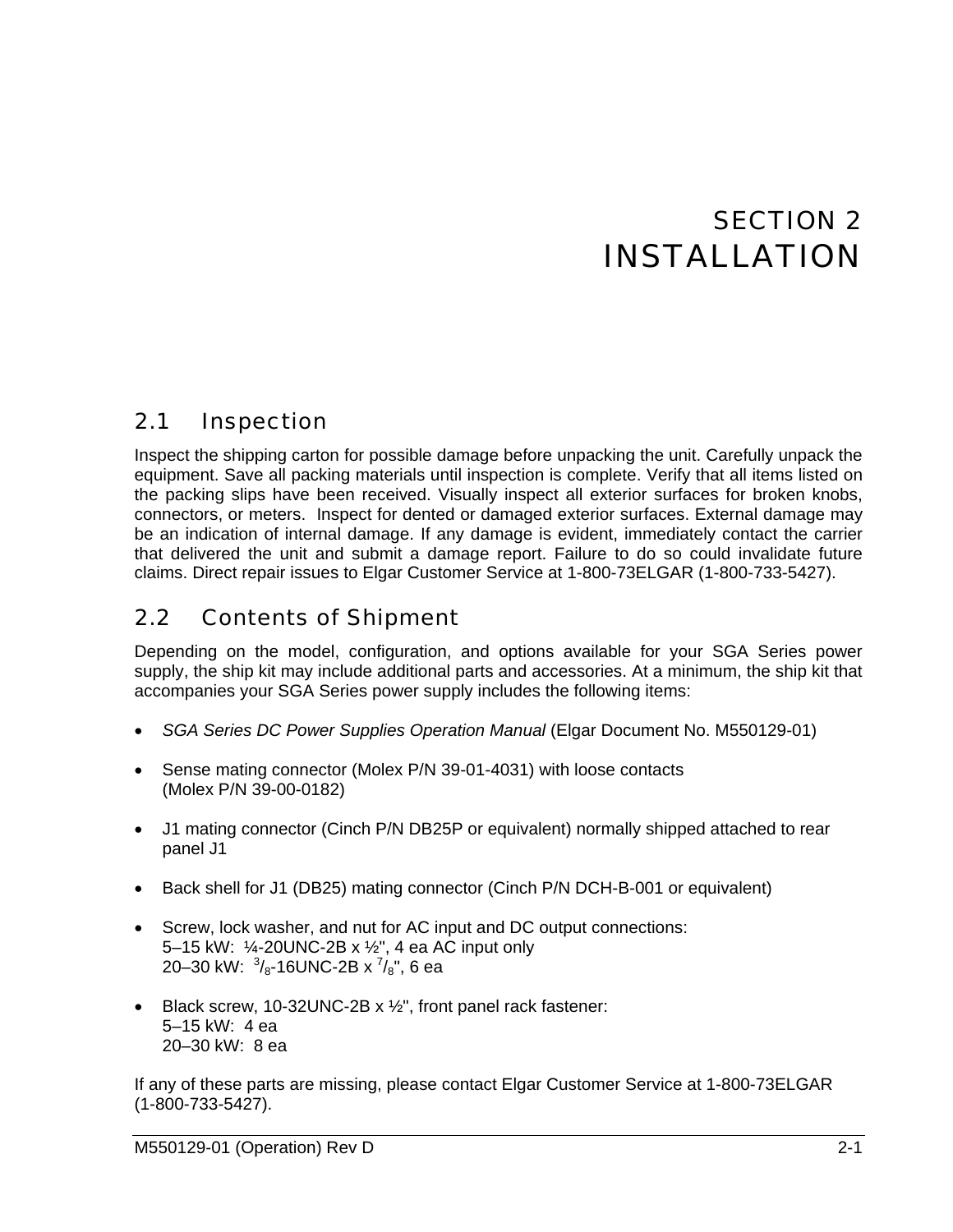# SECTION 2
# INSTALLATION

## 2.1 Inspection

Inspect the shipping carton for possible damage before unpacking the unit. Carefully unpack the equipment. Save all packing materials until inspection is complete. Verify that all items listed on the packing slips have been received. Visually inspect all exterior surfaces for broken knobs, connectors, or meters. Inspect for dented or damaged exterior surfaces. External damage may be an indication of internal damage. If any damage is evident, immediately contact the carrier that delivered the unit and submit a damage report. Failure to do so could invalidate future claims. Direct repair issues to Elgar Customer Service at 1-800-73ELGAR (1-800-733-5427).

## 2.2 Contents of Shipment

Depending on the model, configuration, and options available for your SGA Series power supply, the ship kit may include additional parts and accessories. At a minimum, the ship kit that accompanies your SGA Series power supply includes the following items:

- *SGA Series DC Power Supplies Operation Manual* (Elgar Document No. M550129-01)
- Sense mating connector (Molex P/N 39-01-4031) with loose contacts (Molex P/N 39-00-0182)
- J1 mating connector (Cinch P/N DB25P or equivalent) normally shipped attached to rear panel J1
- Back shell for J1 (DB25) mating connector (Cinch P/N DCH-B-001 or equivalent)
- Screw, lock washer, and nut for AC input and DC output connections:
  5–15 kW: ¼-20UNC-2B x ½", 4 ea AC input only
  20–30 kW: 3/8-16UNC-2B x 7/8", 6 ea
- Black screw, 10-32UNC-2B x ½", front panel rack fastener:
  5–15 kW: 4 ea
  20–30 kW: 8 ea

If any of these parts are missing, please contact Elgar Customer Service at 1-800-73ELGAR (1-800-733-5427).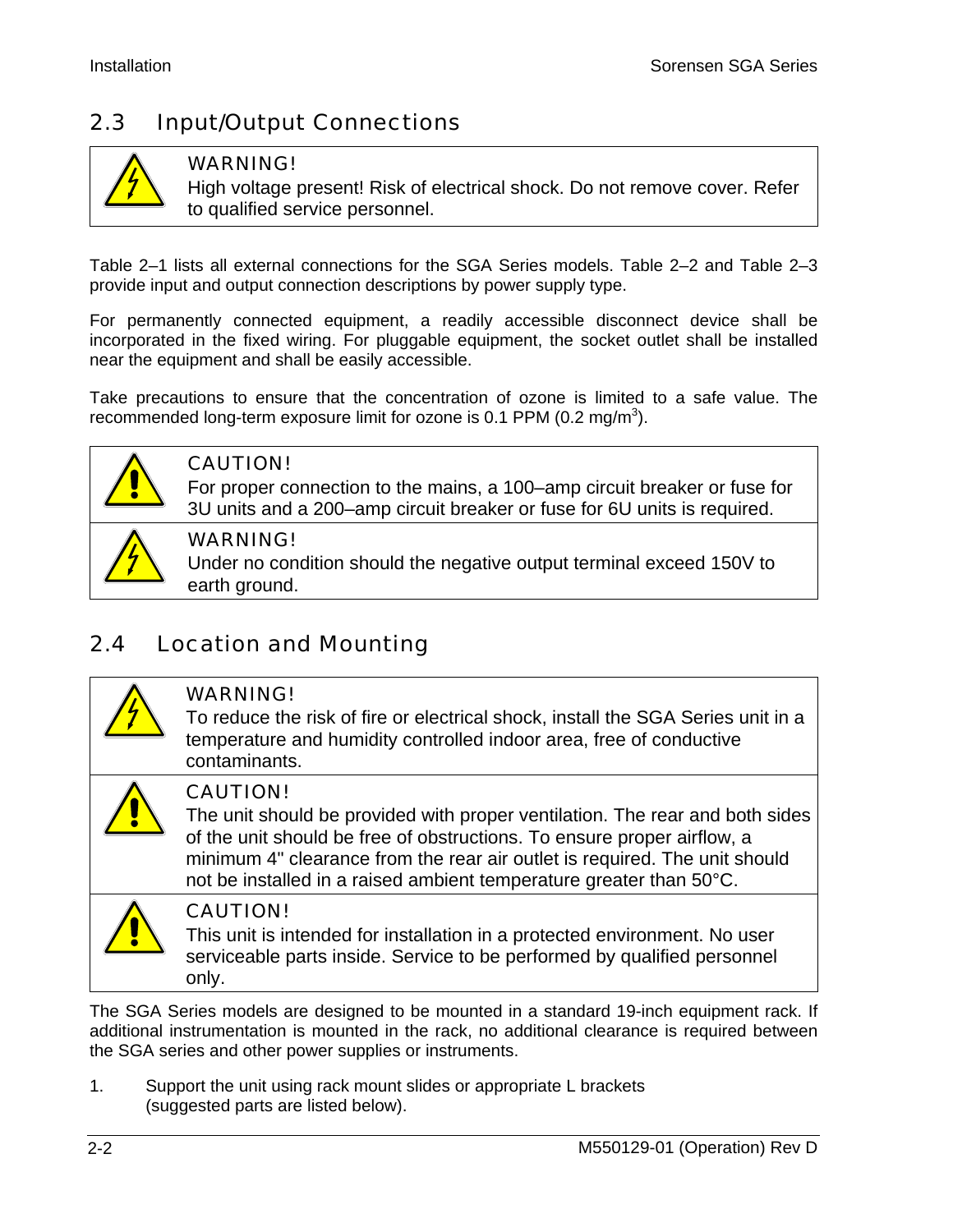## 2.3 Input/Output Connections

> **WARNING!**
> High voltage present! Risk of electrical shock. Do not remove cover. Refer to qualified service personnel.

Table 2–1 lists all external connections for the SGA Series models. Table 2–2 and Table 2–3 provide input and output connection descriptions by power supply type.

For permanently connected equipment, a readily accessible disconnect device shall be incorporated in the fixed wiring. For pluggable equipment, the socket outlet shall be installed near the equipment and shall be easily accessible.

Take precautions to ensure that the concentration of ozone is limited to a safe value. The recommended long-term exposure limit for ozone is 0.1 PPM (0.2 mg/m$^3$).

> **CAUTION!**
> For proper connection to the mains, a 100–amp circuit breaker or fuse for 3U units and a 200–amp circuit breaker or fuse for 6U units is required.

> **WARNING!**
> Under no condition should the negative output terminal exceed 150V to earth ground.

## 2.4 Location and Mounting

> **WARNING!**
> To reduce the risk of fire or electrical shock, install the SGA Series unit in a temperature and humidity controlled indoor area, free of conductive contaminants.

> **CAUTION!**
> The unit should be provided with proper ventilation. The rear and both sides of the unit should be free of obstructions. To ensure proper airflow, a minimum 4" clearance from the rear air outlet is required. The unit should not be installed in a raised ambient temperature greater than 50°C.

> **CAUTION!**
> This unit is intended for installation in a protected environment. No user serviceable parts inside. Service to be performed by qualified personnel only.

The SGA Series models are designed to be mounted in a standard 19-inch equipment rack. If additional instrumentation is mounted in the rack, no additional clearance is required between the SGA series and other power supplies or instruments.

1. Support the unit using rack mount slides or appropriate L brackets (suggested parts are listed below).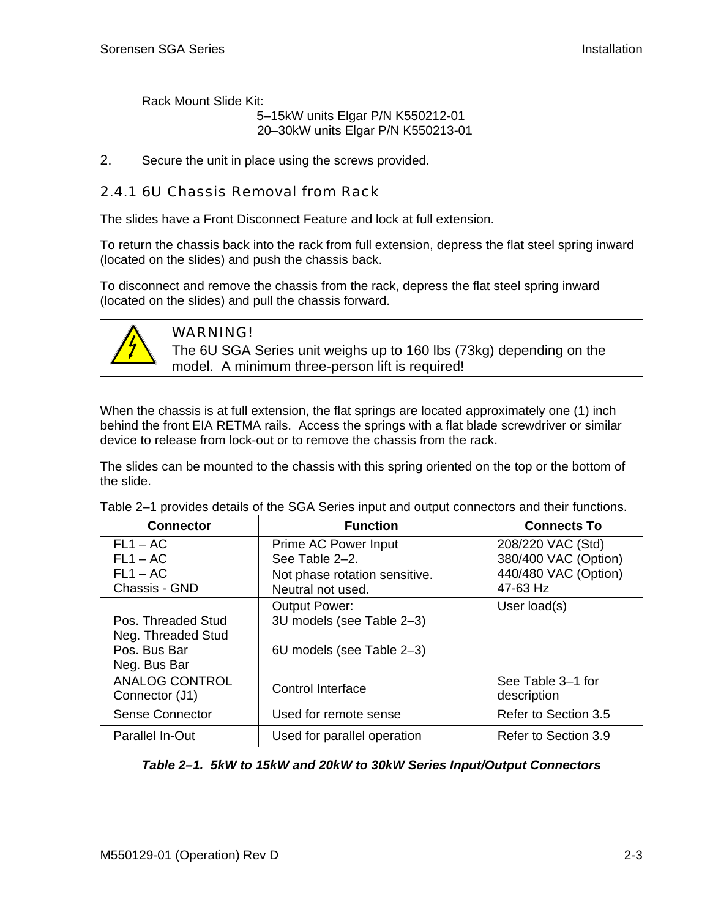Rack Mount Slide Kit:
5–15kW units Elgar P/N K550212-01
20–30kW units Elgar P/N K550213-01

2. Secure the unit in place using the screws provided.

### 2.4.1 6U Chassis Removal from Rack

The slides have a Front Disconnect Feature and lock at full extension.

To return the chassis back into the rack from full extension, depress the flat steel spring inward (located on the slides) and push the chassis back.

To disconnect and remove the chassis from the rack, depress the flat steel spring inward (located on the slides) and pull the chassis forward.

> **WARNING!**
> The 6U SGA Series unit weighs up to 160 lbs (73kg) depending on the model. A minimum three-person lift is required!

When the chassis is at full extension, the flat springs are located approximately one (1) inch behind the front EIA RETMA rails. Access the springs with a flat blade screwdriver or similar device to release from lock-out or to remove the chassis from the rack.

The slides can be mounted to the chassis with this spring oriented on the top or the bottom of the slide.

Table 2–1 provides details of the SGA Series input and output connectors and their functions.

| Connector | Function | Connects To |
|---|---|---|
| FL1 – AC<br>FL1 – AC<br>FL1 – AC<br>Chassis - GND | Prime AC Power Input<br>See Table 2–2.<br>Not phase rotation sensitive.<br>Neutral not used. | 208/220 VAC (Std)<br>380/400 VAC (Option)<br>440/480 VAC (Option)<br>47-63 Hz |
| Pos. Threaded Stud<br>Neg. Threaded Stud<br>Pos. Bus Bar<br>Neg. Bus Bar | Output Power:<br>3U models (see Table 2–3)<br><br>6U models (see Table 2–3) | User load(s) |
| ANALOG CONTROL Connector (J1) | Control Interface | See Table 3–1 for description |
| Sense Connector | Used for remote sense | Refer to Section 3.5 |
| Parallel In-Out | Used for parallel operation | Refer to Section 3.9 |

***Table 2–1. 5kW to 15kW and 20kW to 30kW Series Input/Output Connectors***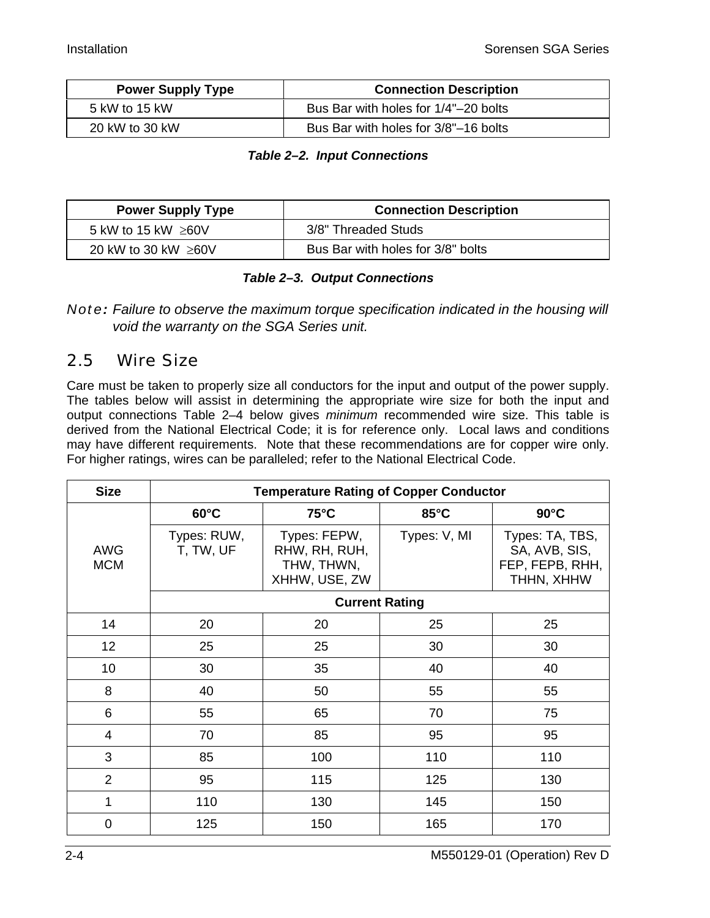| Power Supply Type | Connection Description |
|---|---|
| 5 kW to 15 kW | Bus Bar with holes for 1/4"–20 bolts |
| 20 kW to 30 kW | Bus Bar with holes for 3/8"–16 bolts |

***Table 2–2. Input Connections***

| Power Supply Type | Connection Description |
|---|---|
| 5 kW to 15 kW ≥60V | 3/8" Threaded Studs |
| 20 kW to 30 kW ≥60V | Bus Bar with holes for 3/8" bolts |

***Table 2–3. Output Connections***

*Note: Failure to observe the maximum torque specification indicated in the housing will void the warranty on the SGA Series unit.*

## 2.5 Wire Size

Care must be taken to properly size all conductors for the input and output of the power supply. The tables below will assist in determining the appropriate wire size for both the input and output connections Table 2–4 below gives *minimum* recommended wire size. This table is derived from the National Electrical Code; it is for reference only. Local laws and conditions may have different requirements. Note that these recommendations are for copper wire only. For higher ratings, wires can be paralleled; refer to the National Electrical Code.

| Size | Temperature Rating of Copper Conductor | | | |
|---|---|---|---|---|
| AWG MCM | 60°C | 75°C | 85°C | 90°C |
| | Types: RUW, T, TW, UF | Types: FEPW, RHW, RH, RUH, THW, THWN, XHHW, USE, ZW | Types: V, MI | Types: TA, TBS, SA, AVB, SIS, FEP, FEPB, RHH, THHN, XHHW |
| | Current Rating | | | |
| 14 | 20 | 20 | 25 | 25 |
| 12 | 25 | 25 | 30 | 30 |
| 10 | 30 | 35 | 40 | 40 |
| 8 | 40 | 50 | 55 | 55 |
| 6 | 55 | 65 | 70 | 75 |
| 4 | 70 | 85 | 95 | 95 |
| 3 | 85 | 100 | 110 | 110 |
| 2 | 95 | 115 | 125 | 130 |
| 1 | 110 | 130 | 145 | 150 |
| 0 | 125 | 150 | 165 | 170 |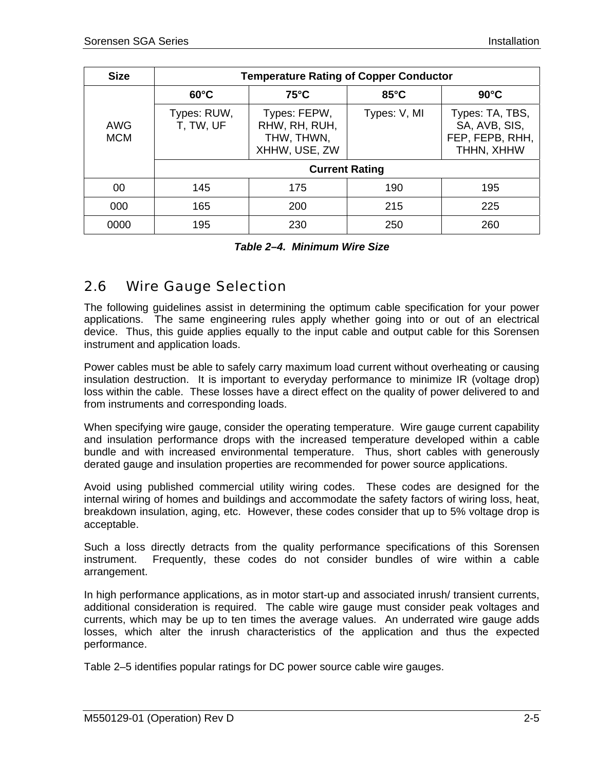| Size | Temperature Rating of Copper Conductor | | | |
|---|---|---|---|---|
| | 60°C | 75°C | 85°C | 90°C |
| AWG MCM | Types: RUW, T, TW, UF | Types: FEPW, RHW, RH, RUH, THW, THWN, XHHW, USE, ZW | Types: V, MI | Types: TA, TBS, SA, AVB, SIS, FEP, FEPB, RHH, THHN, XHHW |
| | Current Rating | | | |
| 00 | 145 | 175 | 190 | 195 |
| 000 | 165 | 200 | 215 | 225 |
| 0000 | 195 | 230 | 250 | 260 |

***Table 2–4. Minimum Wire Size***

## 2.6 Wire Gauge Selection

The following guidelines assist in determining the optimum cable specification for your power applications. The same engineering rules apply whether going into or out of an electrical device. Thus, this guide applies equally to the input cable and output cable for this Sorensen instrument and application loads.

Power cables must be able to safely carry maximum load current without overheating or causing insulation destruction. It is important to everyday performance to minimize IR (voltage drop) loss within the cable. These losses have a direct effect on the quality of power delivered to and from instruments and corresponding loads.

When specifying wire gauge, consider the operating temperature. Wire gauge current capability and insulation performance drops with the increased temperature developed within a cable bundle and with increased environmental temperature. Thus, short cables with generously derated gauge and insulation properties are recommended for power source applications.

Avoid using published commercial utility wiring codes. These codes are designed for the internal wiring of homes and buildings and accommodate the safety factors of wiring loss, heat, breakdown insulation, aging, etc. However, these codes consider that up to 5% voltage drop is acceptable.

Such a loss directly detracts from the quality performance specifications of this Sorensen instrument. Frequently, these codes do not consider bundles of wire within a cable arrangement.

In high performance applications, as in motor start-up and associated inrush/ transient currents, additional consideration is required. The cable wire gauge must consider peak voltages and currents, which may be up to ten times the average values. An underrated wire gauge adds losses, which alter the inrush characteristics of the application and thus the expected performance.

Table 2–5 identifies popular ratings for DC power source cable wire gauges.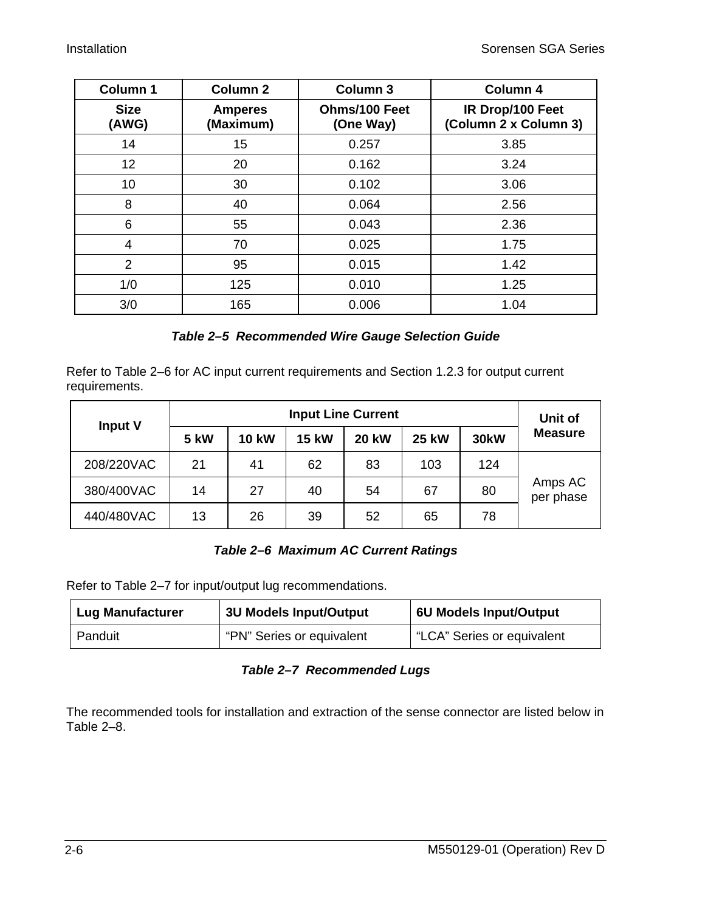| Column 1 | Column 2 | Column 3 | Column 4 |
|---|---|---|---|
| **Size (AWG)** | **Amperes (Maximum)** | **Ohms/100 Feet (One Way)** | **IR Drop/100 Feet (Column 2 x Column 3)** |
| 14 | 15 | 0.257 | 3.85 |
| 12 | 20 | 0.162 | 3.24 |
| 10 | 30 | 0.102 | 3.06 |
| 8 | 40 | 0.064 | 2.56 |
| 6 | 55 | 0.043 | 2.36 |
| 4 | 70 | 0.025 | 1.75 |
| 2 | 95 | 0.015 | 1.42 |
| 1/0 | 125 | 0.010 | 1.25 |
| 3/0 | 165 | 0.006 | 1.04 |

***Table 2–5 Recommended Wire Gauge Selection Guide***

Refer to Table 2–6 for AC input current requirements and Section 1.2.3 for output current requirements.

| Input V | Input Line Current | | | | | | Unit of Measure |
|---|---|---|---|---|---|---|---|
| | **5 kW** | **10 kW** | **15 kW** | **20 kW** | **25 kW** | **30kW** | |
| 208/220VAC | 21 | 41 | 62 | 83 | 103 | 124 | Amps AC per phase |
| 380/400VAC | 14 | 27 | 40 | 54 | 67 | 80 | |
| 440/480VAC | 13 | 26 | 39 | 52 | 65 | 78 | |

***Table 2–6 Maximum AC Current Ratings***

Refer to Table 2–7 for input/output lug recommendations.

| Lug Manufacturer | 3U Models Input/Output | 6U Models Input/Output |
|---|---|---|
| Panduit | "PN" Series or equivalent | "LCA" Series or equivalent |

***Table 2–7 Recommended Lugs***

The recommended tools for installation and extraction of the sense connector are listed below in Table 2–8.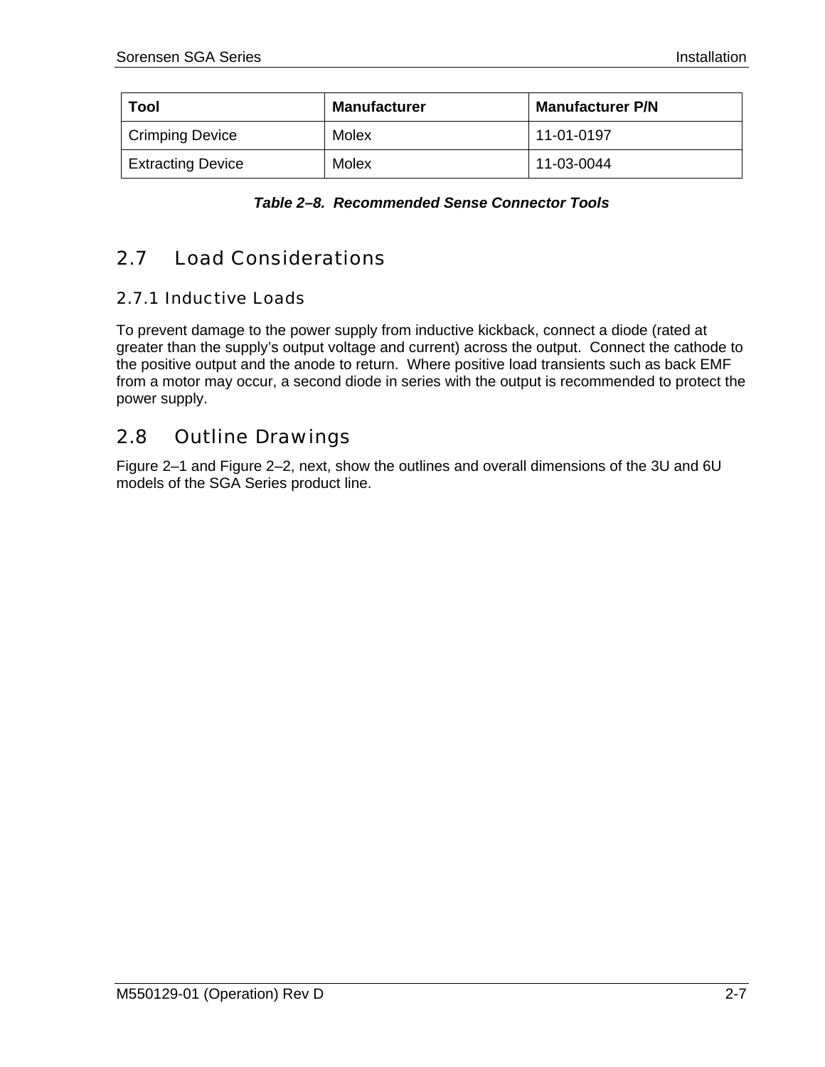| Tool | Manufacturer | Manufacturer P/N |
| --- | --- | --- |
| Crimping Device | Molex | 11-01-0197 |
| Extracting Device | Molex | 11-03-0044 |

***Table 2–8. Recommended Sense Connector Tools***

## 2.7 Load Considerations

### 2.7.1 Inductive Loads

To prevent damage to the power supply from inductive kickback, connect a diode (rated at greater than the supply's output voltage and current) across the output. Connect the cathode to the positive output and the anode to return. Where positive load transients such as back EMF from a motor may occur, a second diode in series with the output is recommended to protect the power supply.

## 2.8 Outline Drawings

Figure 2–1 and Figure 2–2, next, show the outlines and overall dimensions of the 3U and 6U models of the SGA Series product line.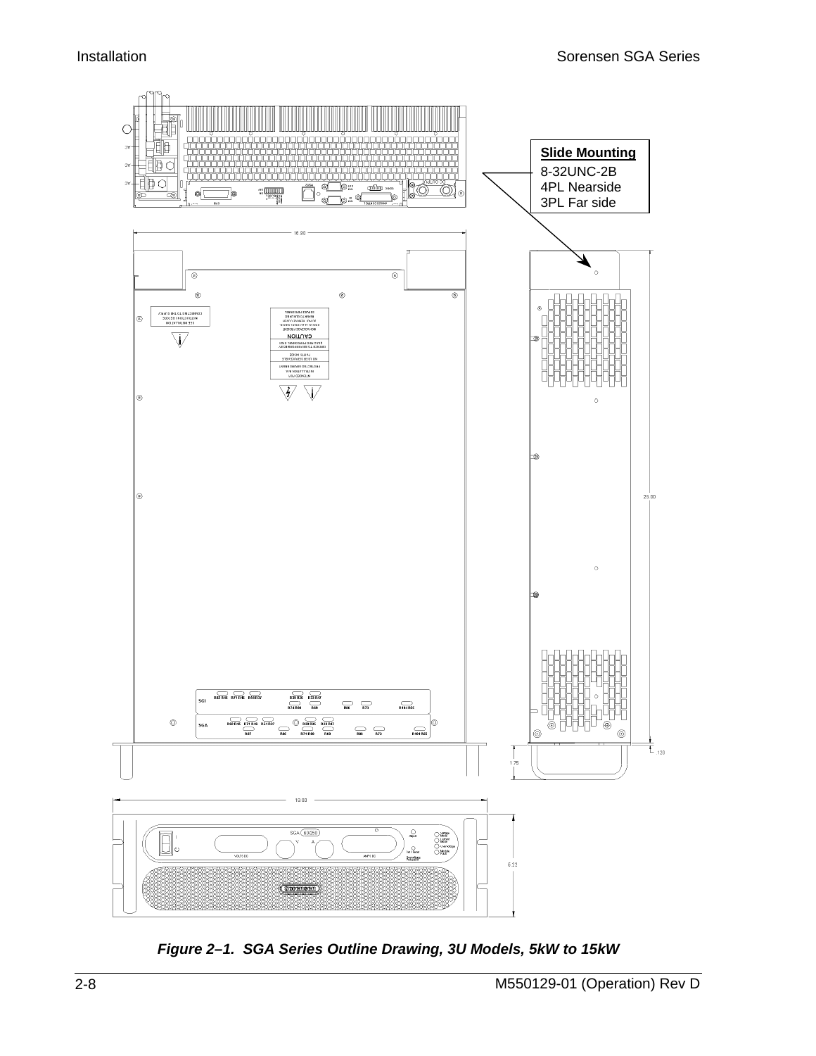**Slide Mounting**
8-32UNC-2B
4PL Nearside
3PL Far side

***Figure 2–1. SGA Series Outline Drawing, 3U Models, 5kW to 15kW***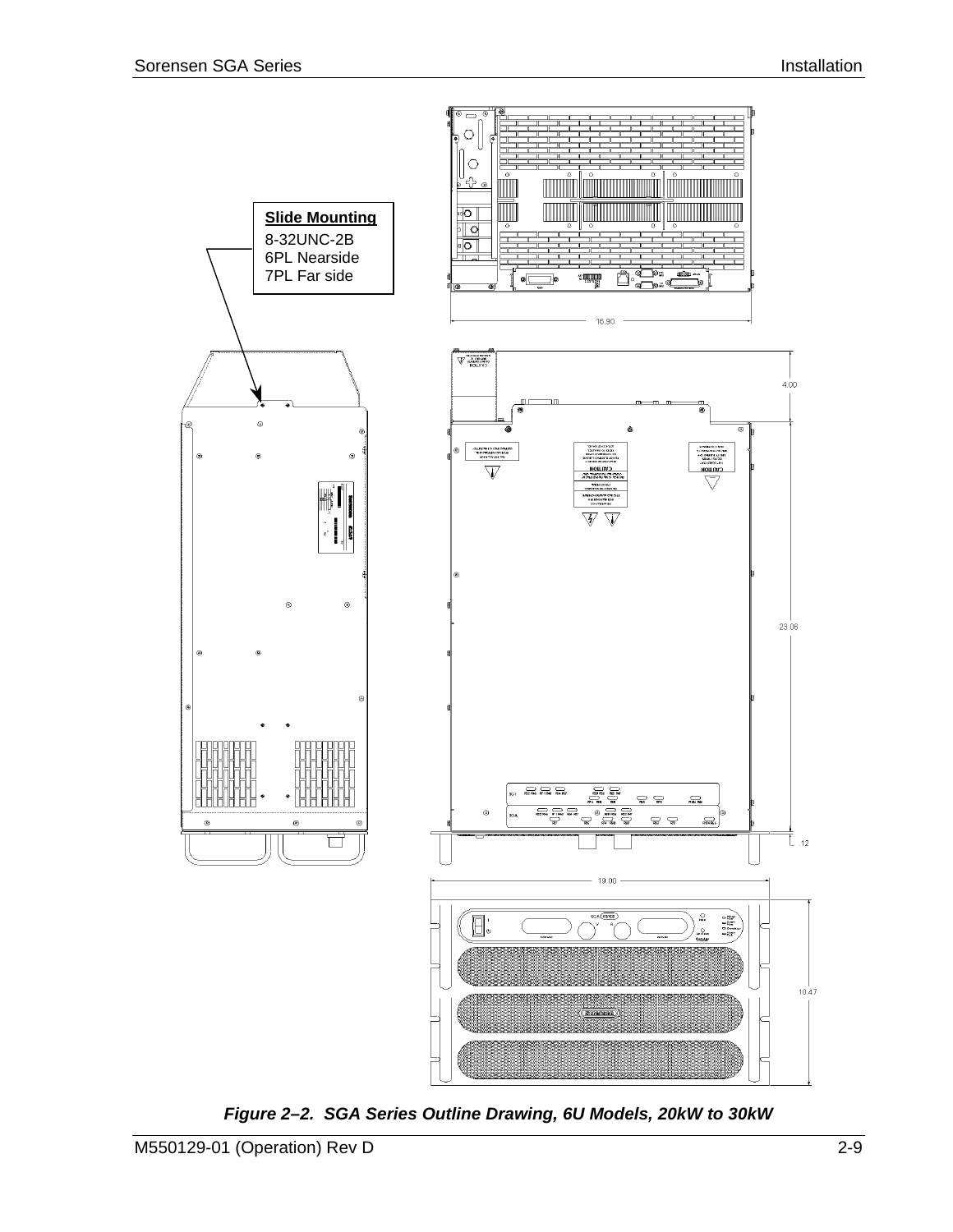**Slide Mounting**
8-32UNC-2B
6PL Nearside
7PL Far side

16.90

4.00

23.06

.12

19.00

10.47

***Figure 2–2. SGA Series Outline Drawing, 6U Models, 20kW to 30kW***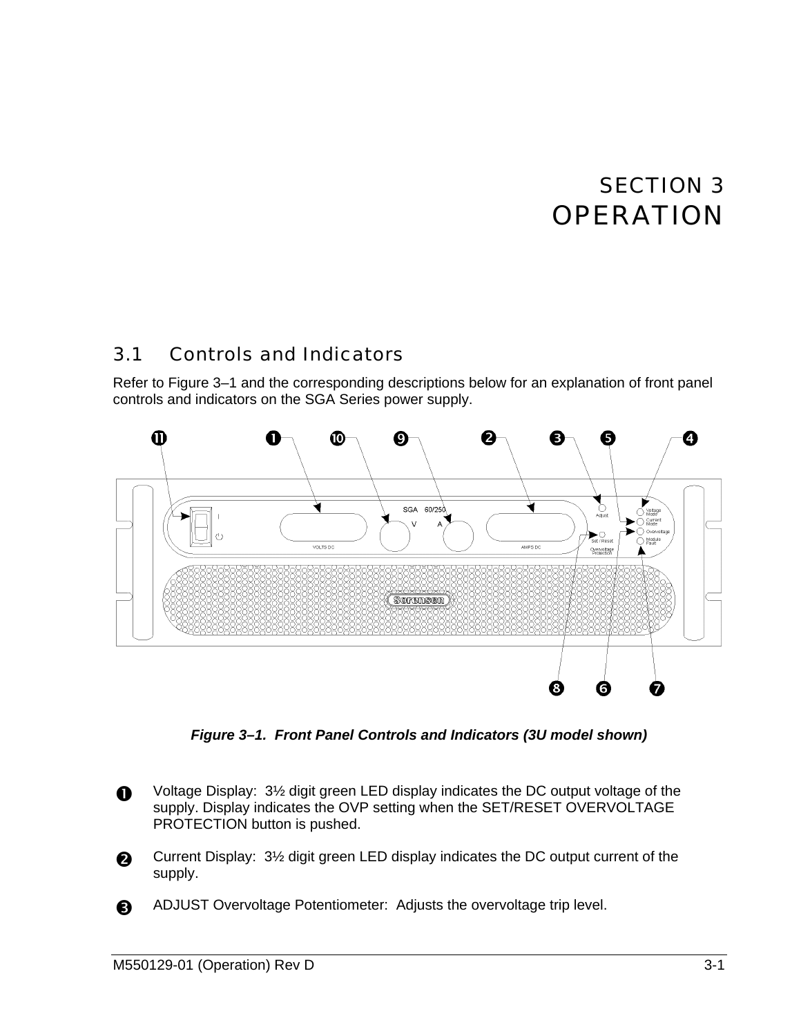# SECTION 3
# OPERATION

## 3.1 Controls and Indicators

Refer to Figure 3–1 and the corresponding descriptions below for an explanation of front panel controls and indicators on the SGA Series power supply.

***Figure 3–1. Front Panel Controls and Indicators (3U model shown)***

❶ Voltage Display: 3½ digit green LED display indicates the DC output voltage of the supply. Display indicates the OVP setting when the SET/RESET OVERVOLTAGE PROTECTION button is pushed.

❷ Current Display: 3½ digit green LED display indicates the DC output current of the supply.

❸ ADJUST Overvoltage Potentiometer: Adjusts the overvoltage trip level.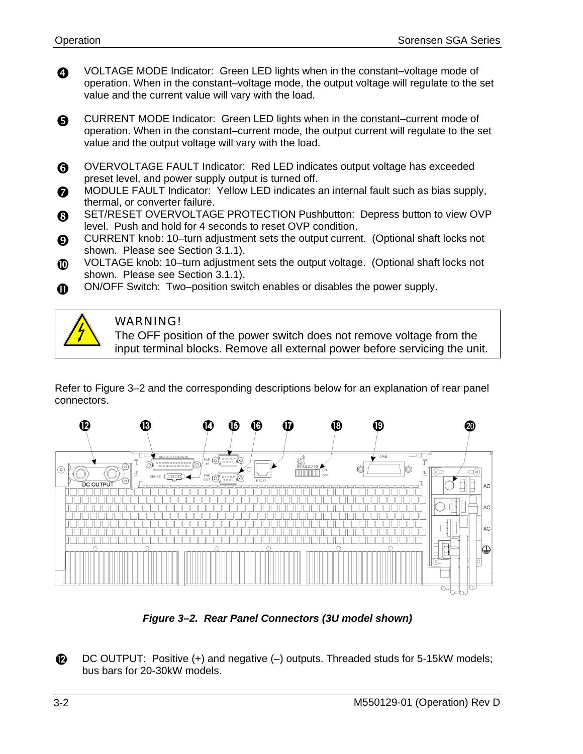❹ VOLTAGE MODE Indicator: Green LED lights when in the constant–voltage mode of operation. When in the constant–voltage mode, the output voltage will regulate to the set value and the current value will vary with the load.

❺ CURRENT MODE Indicator: Green LED lights when in the constant–current mode of operation. When in the constant–current mode, the output current will regulate to the set value and the output voltage will vary with the load.

❻ OVERVOLTAGE FAULT Indicator: Red LED indicates output voltage has exceeded preset level, and power supply output is turned off.

❼ MODULE FAULT Indicator: Yellow LED indicates an internal fault such as bias supply, thermal, or converter failure.

❽ SET/RESET OVERVOLTAGE PROTECTION Pushbutton: Depress button to view OVP level. Push and hold for 4 seconds to reset OVP condition.

❾ CURRENT knob: 10–turn adjustment sets the output current. (Optional shaft locks not shown. Please see Section 3.1.1).

❿ VOLTAGE knob: 10–turn adjustment sets the output voltage. (Optional shaft locks not shown. Please see Section 3.1.1).

⓫ ON/OFF Switch: Two–position switch enables or disables the power supply.

> **WARNING!**
> The OFF position of the power switch does not remove voltage from the input terminal blocks. Remove all external power before servicing the unit.

Refer to Figure 3–2 and the corresponding descriptions below for an explanation of rear panel connectors.

***Figure 3–2. Rear Panel Connectors (3U model shown)***

⓬ DC OUTPUT: Positive (+) and negative (–) outputs. Threaded studs for 5-15kW models; bus bars for 20-30kW models.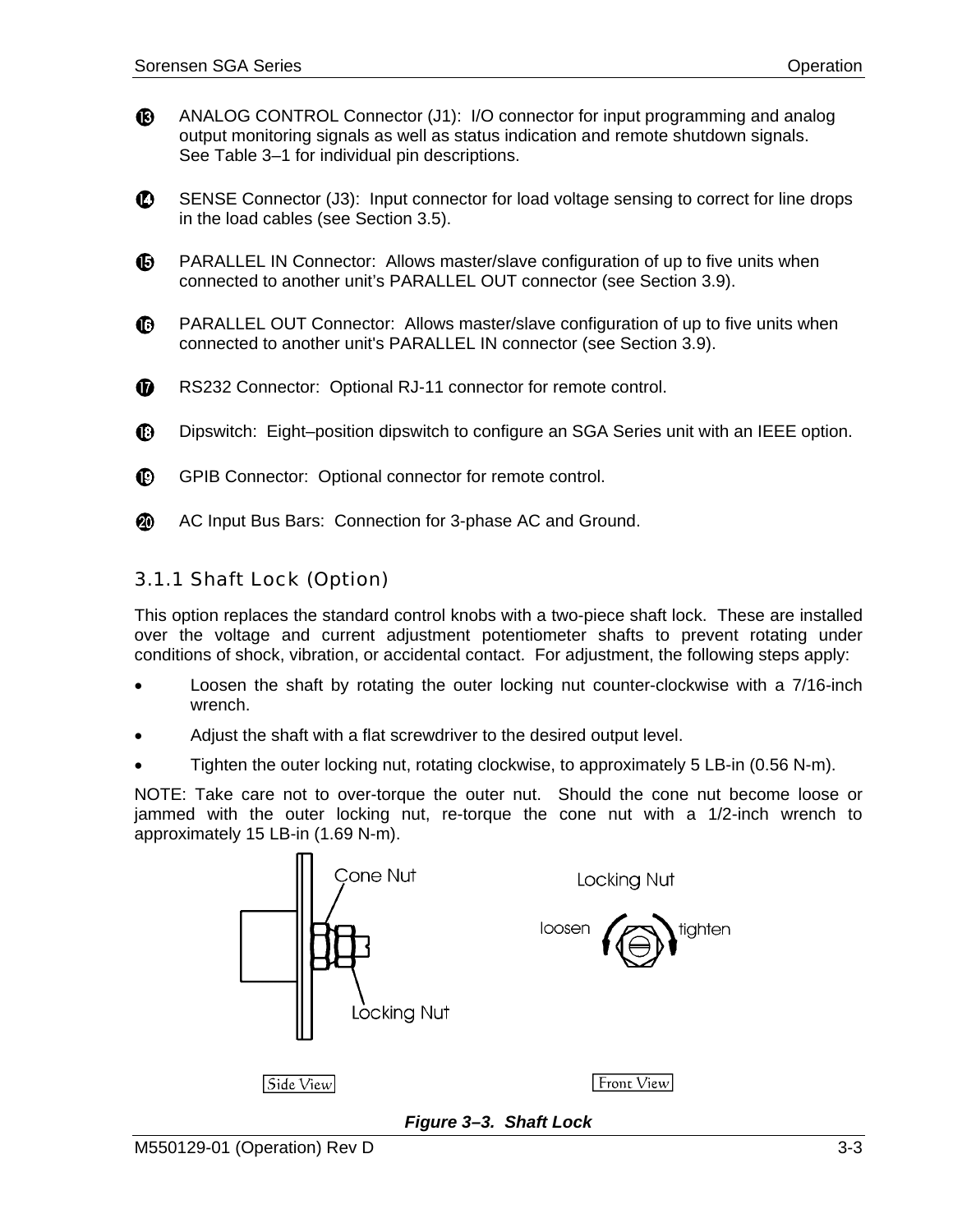⓭ ANALOG CONTROL Connector (J1): I/O connector for input programming and analog output monitoring signals as well as status indication and remote shutdown signals. See Table 3–1 for individual pin descriptions.

⓮ SENSE Connector (J3): Input connector for load voltage sensing to correct for line drops in the load cables (see Section 3.5).

⓯ PARALLEL IN Connector: Allows master/slave configuration of up to five units when connected to another unit's PARALLEL OUT connector (see Section 3.9).

⓰ PARALLEL OUT Connector: Allows master/slave configuration of up to five units when connected to another unit's PARALLEL IN connector (see Section 3.9).

⓱ RS232 Connector: Optional RJ-11 connector for remote control.

⓲ Dipswitch: Eight–position dipswitch to configure an SGA Series unit with an IEEE option.

⓳ GPIB Connector: Optional connector for remote control.

⓴ AC Input Bus Bars: Connection for 3-phase AC and Ground.

### 3.1.1 Shaft Lock (Option)

This option replaces the standard control knobs with a two-piece shaft lock. These are installed over the voltage and current adjustment potentiometer shafts to prevent rotating under conditions of shock, vibration, or accidental contact. For adjustment, the following steps apply:

- Loosen the shaft by rotating the outer locking nut counter-clockwise with a 7/16-inch wrench.
- Adjust the shaft with a flat screwdriver to the desired output level.
- Tighten the outer locking nut, rotating clockwise, to approximately 5 LB-in (0.56 N-m).

NOTE: Take care not to over-torque the outer nut. Should the cone nut become loose or jammed with the outer locking nut, re-torque the cone nut with a 1/2-inch wrench to approximately 15 LB-in (1.69 N-m).

Cone Nut

Locking Nut

Side View

Locking Nut

loosen tighten

Front View

***Figure 3–3. Shaft Lock***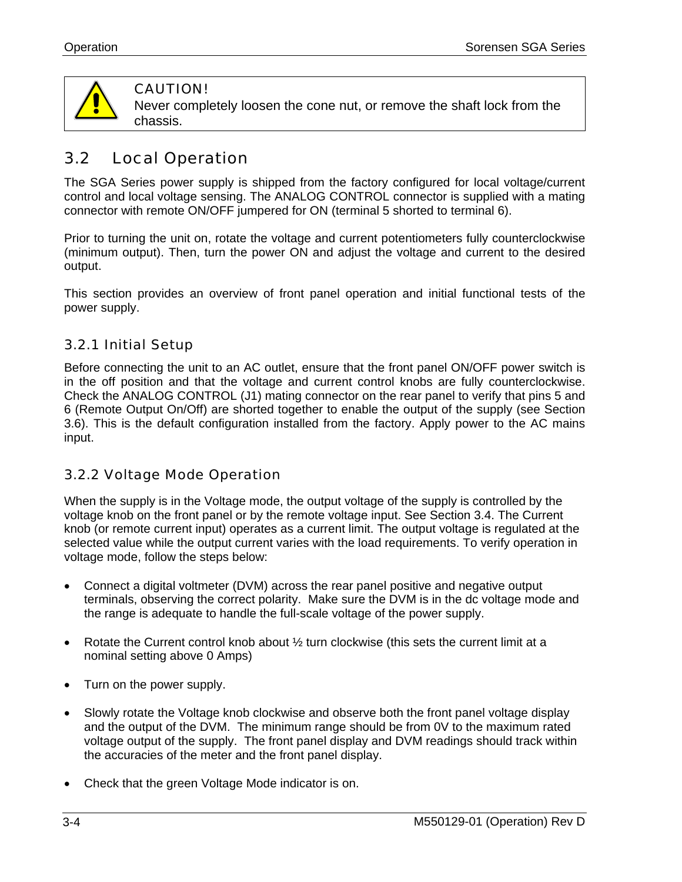> **CAUTION!**
> Never completely loosen the cone nut, or remove the shaft lock from the chassis.

## 3.2 Local Operation

The SGA Series power supply is shipped from the factory configured for local voltage/current control and local voltage sensing. The ANALOG CONTROL connector is supplied with a mating connector with remote ON/OFF jumpered for ON (terminal 5 shorted to terminal 6).

Prior to turning the unit on, rotate the voltage and current potentiometers fully counterclockwise (minimum output). Then, turn the power ON and adjust the voltage and current to the desired output.

This section provides an overview of front panel operation and initial functional tests of the power supply.

### 3.2.1 Initial Setup

Before connecting the unit to an AC outlet, ensure that the front panel ON/OFF power switch is in the off position and that the voltage and current control knobs are fully counterclockwise. Check the ANALOG CONTROL (J1) mating connector on the rear panel to verify that pins 5 and 6 (Remote Output On/Off) are shorted together to enable the output of the supply (see Section 3.6). This is the default configuration installed from the factory. Apply power to the AC mains input.

### 3.2.2 Voltage Mode Operation

When the supply is in the Voltage mode, the output voltage of the supply is controlled by the voltage knob on the front panel or by the remote voltage input. See Section 3.4. The Current knob (or remote current input) operates as a current limit. The output voltage is regulated at the selected value while the output current varies with the load requirements. To verify operation in voltage mode, follow the steps below:

- Connect a digital voltmeter (DVM) across the rear panel positive and negative output terminals, observing the correct polarity. Make sure the DVM is in the dc voltage mode and the range is adequate to handle the full-scale voltage of the power supply.
- Rotate the Current control knob about ½ turn clockwise (this sets the current limit at a nominal setting above 0 Amps)
- Turn on the power supply.
- Slowly rotate the Voltage knob clockwise and observe both the front panel voltage display and the output of the DVM. The minimum range should be from 0V to the maximum rated voltage output of the supply. The front panel display and DVM readings should track within the accuracies of the meter and the front panel display.
- Check that the green Voltage Mode indicator is on.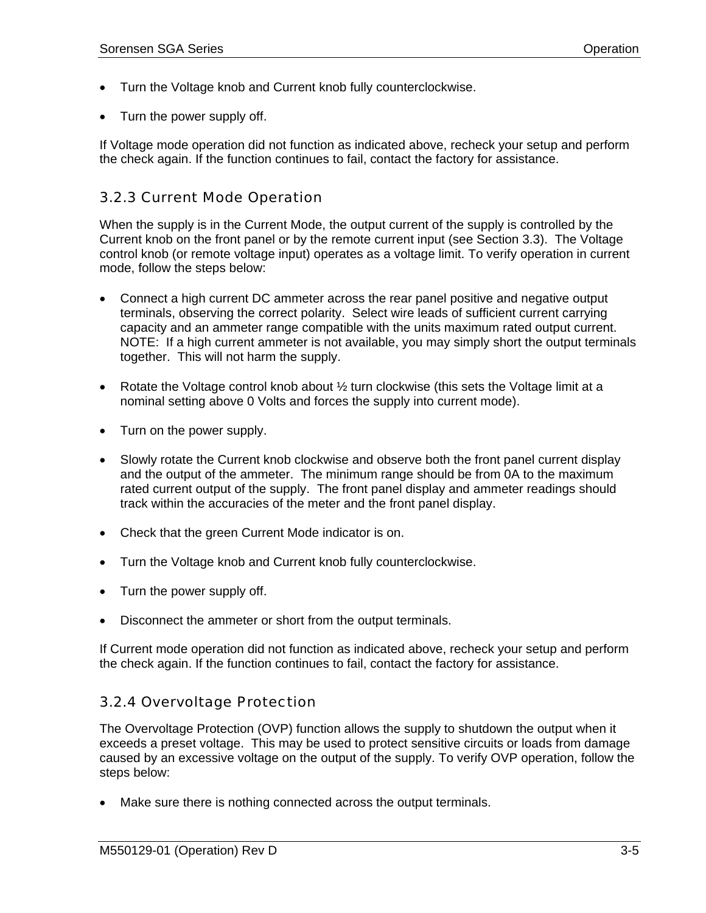- Turn the Voltage knob and Current knob fully counterclockwise.
- Turn the power supply off.

If Voltage mode operation did not function as indicated above, recheck your setup and perform the check again. If the function continues to fail, contact the factory for assistance.

### 3.2.3 Current Mode Operation

When the supply is in the Current Mode, the output current of the supply is controlled by the Current knob on the front panel or by the remote current input (see Section 3.3). The Voltage control knob (or remote voltage input) operates as a voltage limit. To verify operation in current mode, follow the steps below:

- Connect a high current DC ammeter across the rear panel positive and negative output terminals, observing the correct polarity. Select wire leads of sufficient current carrying capacity and an ammeter range compatible with the units maximum rated output current. NOTE: If a high current ammeter is not available, you may simply short the output terminals together. This will not harm the supply.
- Rotate the Voltage control knob about ½ turn clockwise (this sets the Voltage limit at a nominal setting above 0 Volts and forces the supply into current mode).
- Turn on the power supply.
- Slowly rotate the Current knob clockwise and observe both the front panel current display and the output of the ammeter. The minimum range should be from 0A to the maximum rated current output of the supply. The front panel display and ammeter readings should track within the accuracies of the meter and the front panel display.
- Check that the green Current Mode indicator is on.
- Turn the Voltage knob and Current knob fully counterclockwise.
- Turn the power supply off.
- Disconnect the ammeter or short from the output terminals.

If Current mode operation did not function as indicated above, recheck your setup and perform the check again. If the function continues to fail, contact the factory for assistance.

### 3.2.4 Overvoltage Protection

The Overvoltage Protection (OVP) function allows the supply to shutdown the output when it exceeds a preset voltage. This may be used to protect sensitive circuits or loads from damage caused by an excessive voltage on the output of the supply. To verify OVP operation, follow the steps below:

- Make sure there is nothing connected across the output terminals.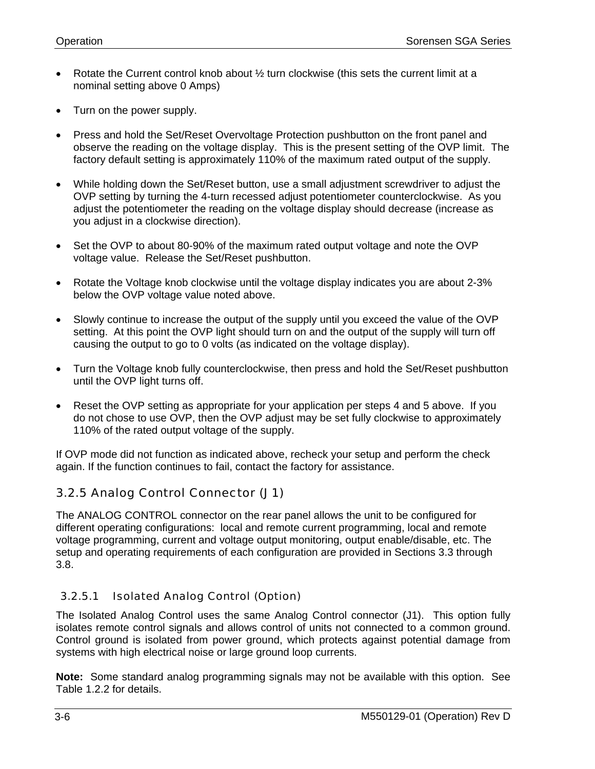- Rotate the Current control knob about ½ turn clockwise (this sets the current limit at a nominal setting above 0 Amps)
- Turn on the power supply.
- Press and hold the Set/Reset Overvoltage Protection pushbutton on the front panel and observe the reading on the voltage display. This is the present setting of the OVP limit. The factory default setting is approximately 110% of the maximum rated output of the supply.
- While holding down the Set/Reset button, use a small adjustment screwdriver to adjust the OVP setting by turning the 4-turn recessed adjust potentiometer counterclockwise. As you adjust the potentiometer the reading on the voltage display should decrease (increase as you adjust in a clockwise direction).
- Set the OVP to about 80-90% of the maximum rated output voltage and note the OVP voltage value. Release the Set/Reset pushbutton.
- Rotate the Voltage knob clockwise until the voltage display indicates you are about 2-3% below the OVP voltage value noted above.
- Slowly continue to increase the output of the supply until you exceed the value of the OVP setting. At this point the OVP light should turn on and the output of the supply will turn off causing the output to go to 0 volts (as indicated on the voltage display).
- Turn the Voltage knob fully counterclockwise, then press and hold the Set/Reset pushbutton until the OVP light turns off.
- Reset the OVP setting as appropriate for your application per steps 4 and 5 above. If you do not chose to use OVP, then the OVP adjust may be set fully clockwise to approximately 110% of the rated output voltage of the supply.

If OVP mode did not function as indicated above, recheck your setup and perform the check again. If the function continues to fail, contact the factory for assistance.

### 3.2.5 Analog Control Connector (J1)

The ANALOG CONTROL connector on the rear panel allows the unit to be configured for different operating configurations: local and remote current programming, local and remote voltage programming, current and voltage output monitoring, output enable/disable, etc. The setup and operating requirements of each configuration are provided in Sections 3.3 through 3.8.

#### 3.2.5.1 Isolated Analog Control (Option)

The Isolated Analog Control uses the same Analog Control connector (J1). This option fully isolates remote control signals and allows control of units not connected to a common ground. Control ground is isolated from power ground, which protects against potential damage from systems with high electrical noise or large ground loop currents.

**Note:** Some standard analog programming signals may not be available with this option. See Table 1.2.2 for details.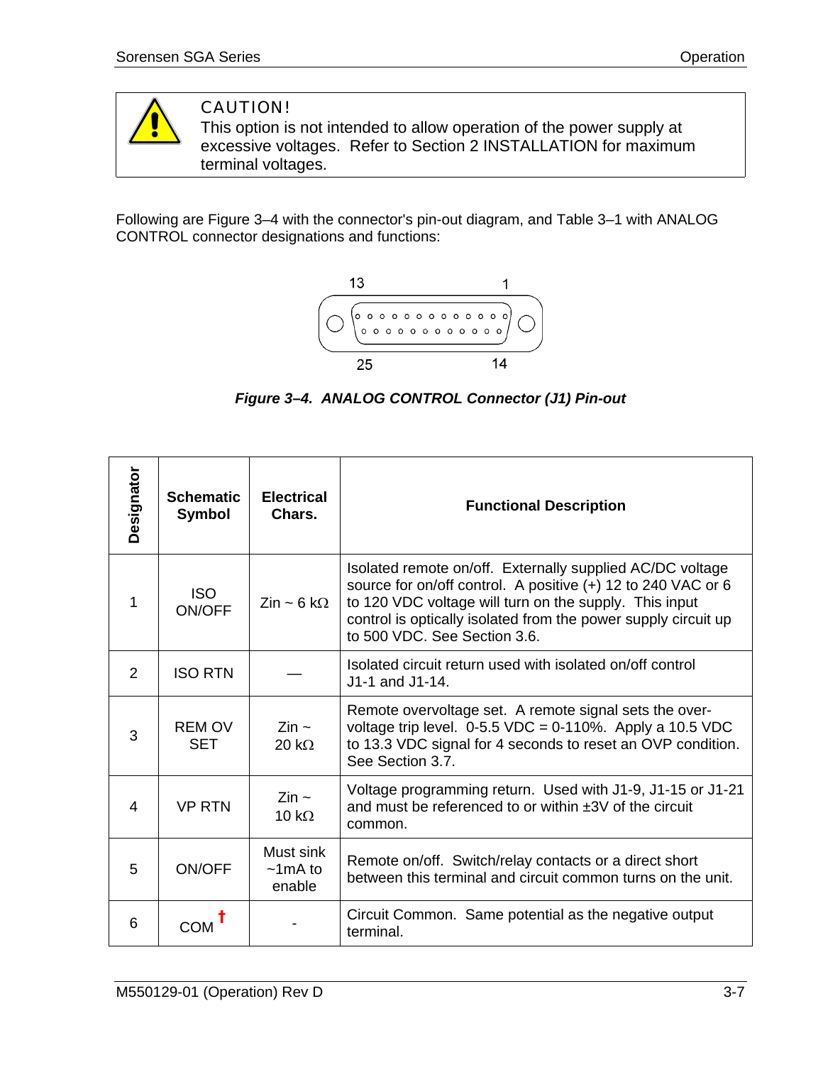> **CAUTION!**
> This option is not intended to allow operation of the power supply at excessive voltages. Refer to Section 2 INSTALLATION for maximum terminal voltages.

Following are Figure 3–4 with the connector's pin-out diagram, and Table 3–1 with ANALOG CONTROL connector designations and functions:

13 1

25 14

***Figure 3–4. ANALOG CONTROL Connector (J1) Pin-out***

| Designator | Schematic Symbol | Electrical Chars. | Functional Description |
|---|---|---|---|
| 1 | ISO ON/OFF | Zin ~ 6 kΩ | Isolated remote on/off. Externally supplied AC/DC voltage source for on/off control. A positive (+) 12 to 240 VAC or 6 to 120 VDC voltage will turn on the supply. This input control is optically isolated from the power supply circuit up to 500 VDC. See Section 3.6. |
| 2 | ISO RTN | — | Isolated circuit return used with isolated on/off control J1-1 and J1-14. |
| 3 | REM OV SET | Zin ~ 20 kΩ | Remote overvoltage set. A remote signal sets the over-voltage trip level. 0-5.5 VDC = 0-110%. Apply a 10.5 VDC to 13.3 VDC signal for 4 seconds to reset an OVP condition. See Section 3.7. |
| 4 | VP RTN | Zin ~ 10 kΩ | Voltage programming return. Used with J1-9, J1-15 or J1-21 and must be referenced to or within ±3V of the circuit common. |
| 5 | ON/OFF | Must sink ~1mA to enable | Remote on/off. Switch/relay contacts or a direct short between this terminal and circuit common turns on the unit. |
| 6 | COM † | - | Circuit Common. Same potential as the negative output terminal. |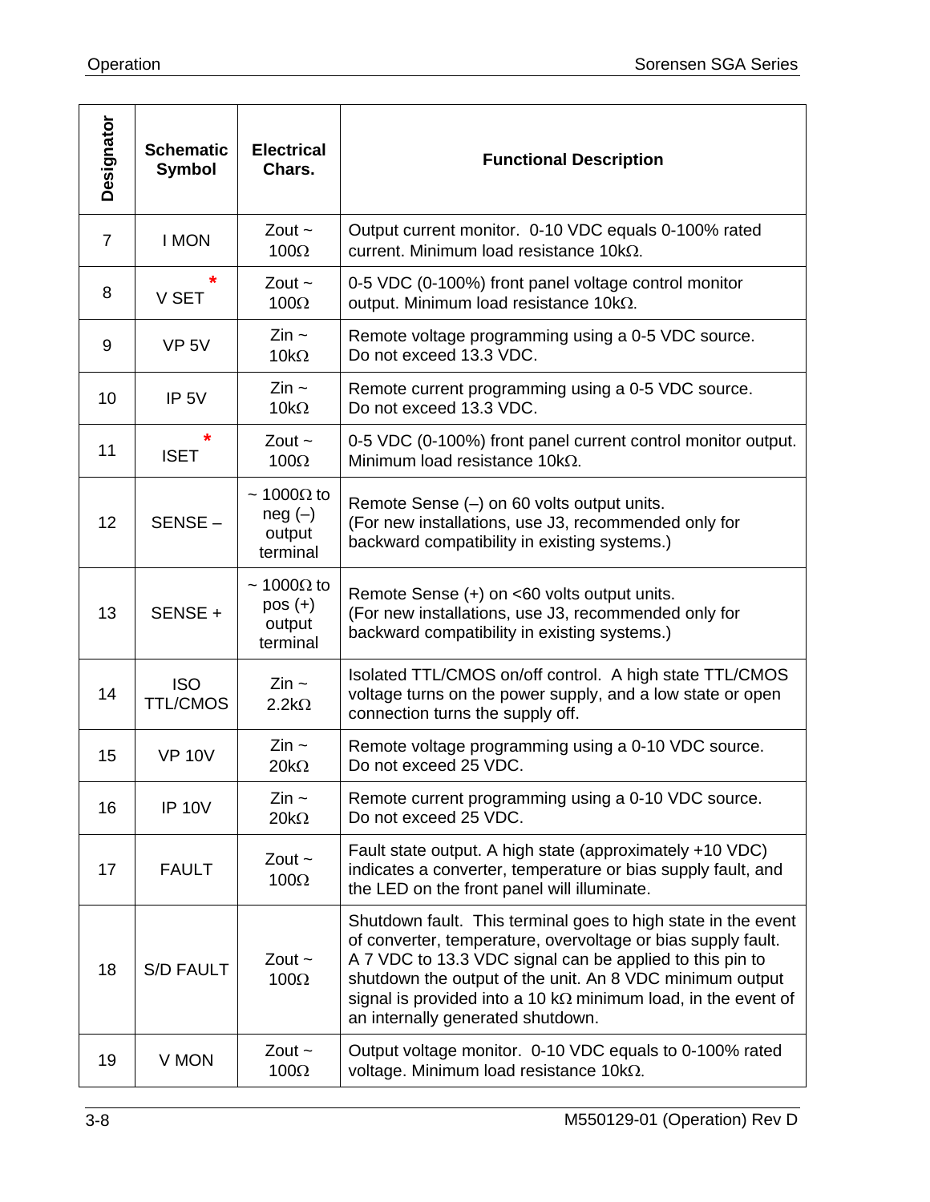| Designator | Schematic Symbol | Electrical Chars. | Functional Description |
|---|---|---|---|
| 7 | I MON | Zout ~ 100Ω | Output current monitor. 0-10 VDC equals 0-100% rated current. Minimum load resistance 10kΩ. |
| 8 | V SET * | Zout ~ 100Ω | 0-5 VDC (0-100%) front panel voltage control monitor output. Minimum load resistance 10kΩ. |
| 9 | VP 5V | Zin ~ 10kΩ | Remote voltage programming using a 0-5 VDC source. Do not exceed 13.3 VDC. |
| 10 | IP 5V | Zin ~ 10kΩ | Remote current programming using a 0-5 VDC source. Do not exceed 13.3 VDC. |
| 11 | ISET * | Zout ~ 100Ω | 0-5 VDC (0-100%) front panel current control monitor output. Minimum load resistance 10kΩ. |
| 12 | SENSE – | ~ 1000Ω to neg (–) output terminal | Remote Sense (–) on 60 volts output units. (For new installations, use J3, recommended only for backward compatibility in existing systems.) |
| 13 | SENSE + | ~ 1000Ω to pos (+) output terminal | Remote Sense (+) on <60 volts output units. (For new installations, use J3, recommended only for backward compatibility in existing systems.) |
| 14 | ISO TTL/CMOS | Zin ~ 2.2kΩ | Isolated TTL/CMOS on/off control. A high state TTL/CMOS voltage turns on the power supply, and a low state or open connection turns the supply off. |
| 15 | VP 10V | Zin ~ 20kΩ | Remote voltage programming using a 0-10 VDC source. Do not exceed 25 VDC. |
| 16 | IP 10V | Zin ~ 20kΩ | Remote current programming using a 0-10 VDC source. Do not exceed 25 VDC. |
| 17 | FAULT | Zout ~ 100Ω | Fault state output. A high state (approximately +10 VDC) indicates a converter, temperature or bias supply fault, and the LED on the front panel will illuminate. |
| 18 | S/D FAULT | Zout ~ 100Ω | Shutdown fault. This terminal goes to high state in the event of converter, temperature, overvoltage or bias supply fault. A 7 VDC to 13.3 VDC signal can be applied to this pin to shutdown the output of the unit. An 8 VDC minimum output signal is provided into a 10 kΩ minimum load, in the event of an internally generated shutdown. |
| 19 | V MON | Zout ~ 100Ω | Output voltage monitor. 0-10 VDC equals to 0-100% rated voltage. Minimum load resistance 10kΩ. |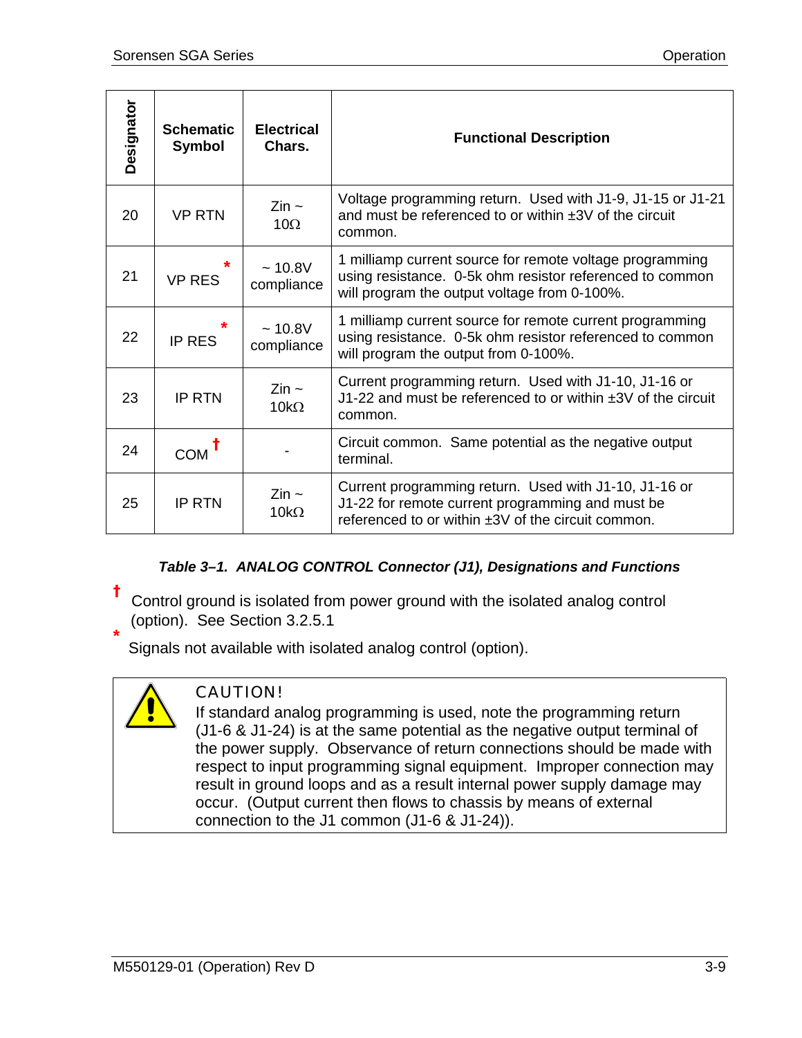| Designator | Schematic Symbol | Electrical Chars. | Functional Description |
|---|---|---|---|
| 20 | VP RTN | Zin ~ 10Ω | Voltage programming return. Used with J1-9, J1-15 or J1-21 and must be referenced to or within ±3V of the circuit common. |
| 21 | VP RES * | ~ 10.8V compliance | 1 milliamp current source for remote voltage programming using resistance. 0-5k ohm resistor referenced to common will program the output voltage from 0-100%. |
| 22 | IP RES * | ~ 10.8V compliance | 1 milliamp current source for remote current programming using resistance. 0-5k ohm resistor referenced to common will program the output from 0-100%. |
| 23 | IP RTN | Zin ~ 10kΩ | Current programming return. Used with J1-10, J1-16 or J1-22 and must be referenced to or within ±3V of the circuit common. |
| 24 | COM † | - | Circuit common. Same potential as the negative output terminal. |
| 25 | IP RTN | Zin ~ 10kΩ | Current programming return. Used with J1-10, J1-16 or J1-22 for remote current programming and must be referenced to or within ±3V of the circuit common. |

***Table 3–1. ANALOG CONTROL Connector (J1), Designations and Functions***

† Control ground is isolated from power ground with the isolated analog control (option). See Section 3.2.5.1

* Signals not available with isolated analog control (option).

> **CAUTION!**
> If standard analog programming is used, note the programming return (J1-6 & J1-24) is at the same potential as the negative output terminal of the power supply. Observance of return connections should be made with respect to input programming signal equipment. Improper connection may result in ground loops and as a result internal power supply damage may occur. (Output current then flows to chassis by means of external connection to the J1 common (J1-6 & J1-24)).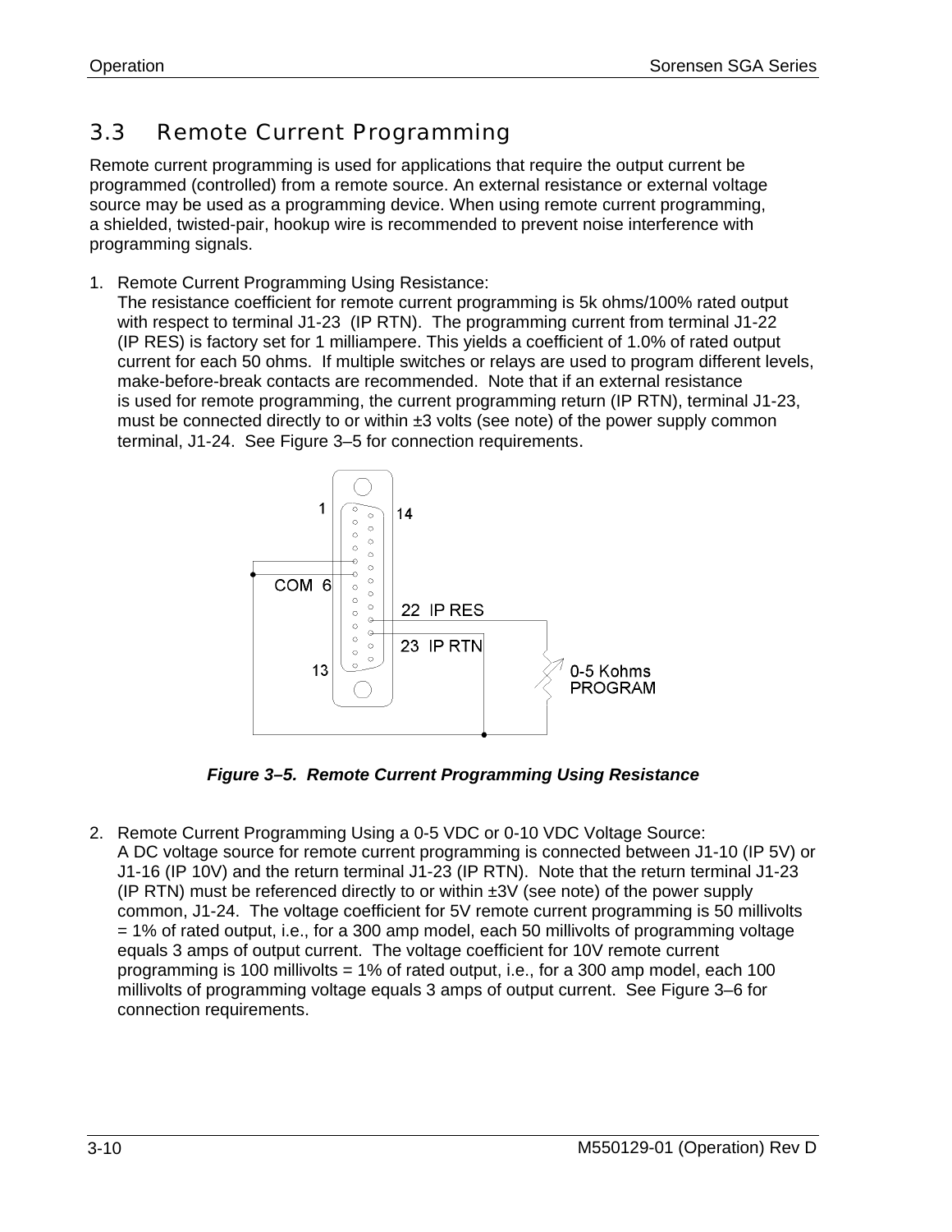## 3.3 Remote Current Programming

Remote current programming is used for applications that require the output current be programmed (controlled) from a remote source. An external resistance or external voltage source may be used as a programming device. When using remote current programming, a shielded, twisted-pair, hookup wire is recommended to prevent noise interference with programming signals.

1. Remote Current Programming Using Resistance:
   The resistance coefficient for remote current programming is 5k ohms/100% rated output with respect to terminal J1-23 (IP RTN). The programming current from terminal J1-22 (IP RES) is factory set for 1 milliampere. This yields a coefficient of 1.0% of rated output current for each 50 ohms. If multiple switches or relays are used to program different levels, make-before-break contacts are recommended. Note that if an external resistance is used for remote programming, the current programming return (IP RTN), terminal J1-23, must be connected directly to or within ±3 volts (see note) of the power supply common terminal, J1-24. See Figure 3–5 for connection requirements.

***Figure 3–5. Remote Current Programming Using Resistance***

2. Remote Current Programming Using a 0-5 VDC or 0-10 VDC Voltage Source:
   A DC voltage source for remote current programming is connected between J1-10 (IP 5V) or J1-16 (IP 10V) and the return terminal J1-23 (IP RTN). Note that the return terminal J1-23 (IP RTN) must be referenced directly to or within ±3V (see note) of the power supply common, J1-24. The voltage coefficient for 5V remote current programming is 50 millivolts = 1% of rated output, i.e., for a 300 amp model, each 50 millivolts of programming voltage equals 3 amps of output current. The voltage coefficient for 10V remote current programming is 100 millivolts = 1% of rated output, i.e., for a 300 amp model, each 100 millivolts of programming voltage equals 3 amps of output current. See Figure 3–6 for connection requirements.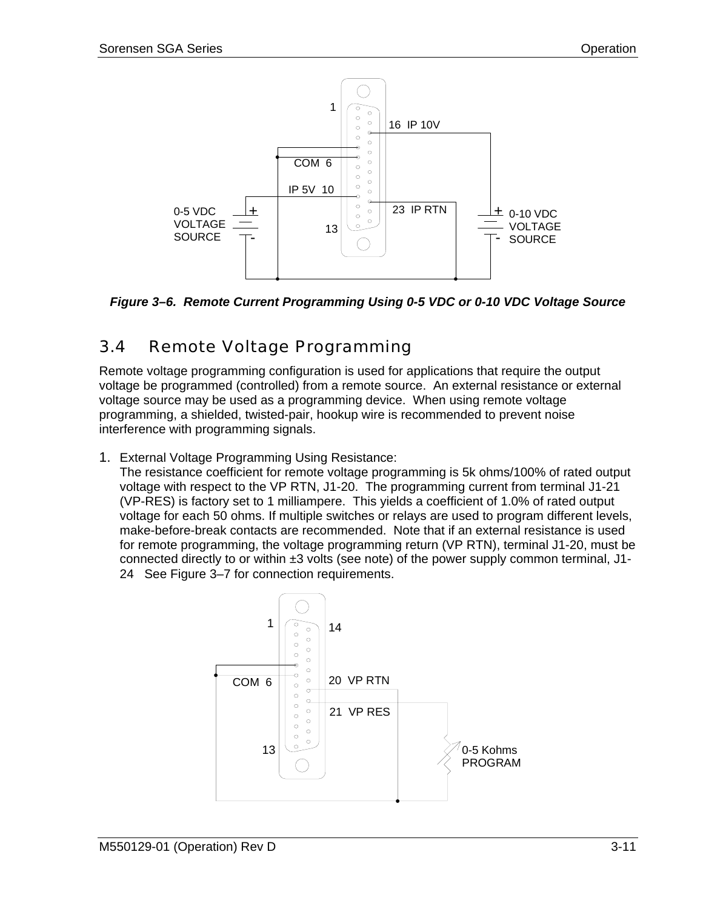*Figure 3–6. Remote Current Programming Using 0-5 VDC or 0-10 VDC Voltage Source*

## 3.4 Remote Voltage Programming

Remote voltage programming configuration is used for applications that require the output voltage be programmed (controlled) from a remote source. An external resistance or external voltage source may be used as a programming device. When using remote voltage programming, a shielded, twisted-pair, hookup wire is recommended to prevent noise interference with programming signals.

1. External Voltage Programming Using Resistance:
   The resistance coefficient for remote voltage programming is 5k ohms/100% of rated output voltage with respect to the VP RTN, J1-20. The programming current from terminal J1-21 (VP-RES) is factory set to 1 milliampere. This yields a coefficient of 1.0% of rated output voltage for each 50 ohms. If multiple switches or relays are used to program different levels, make-before-break contacts are recommended. Note that if an external resistance is used for remote programming, the voltage programming return (VP RTN), terminal J1-20, must be connected directly to or within ±3 volts (see note) of the power supply common terminal, J1-24 See Figure 3–7 for connection requirements.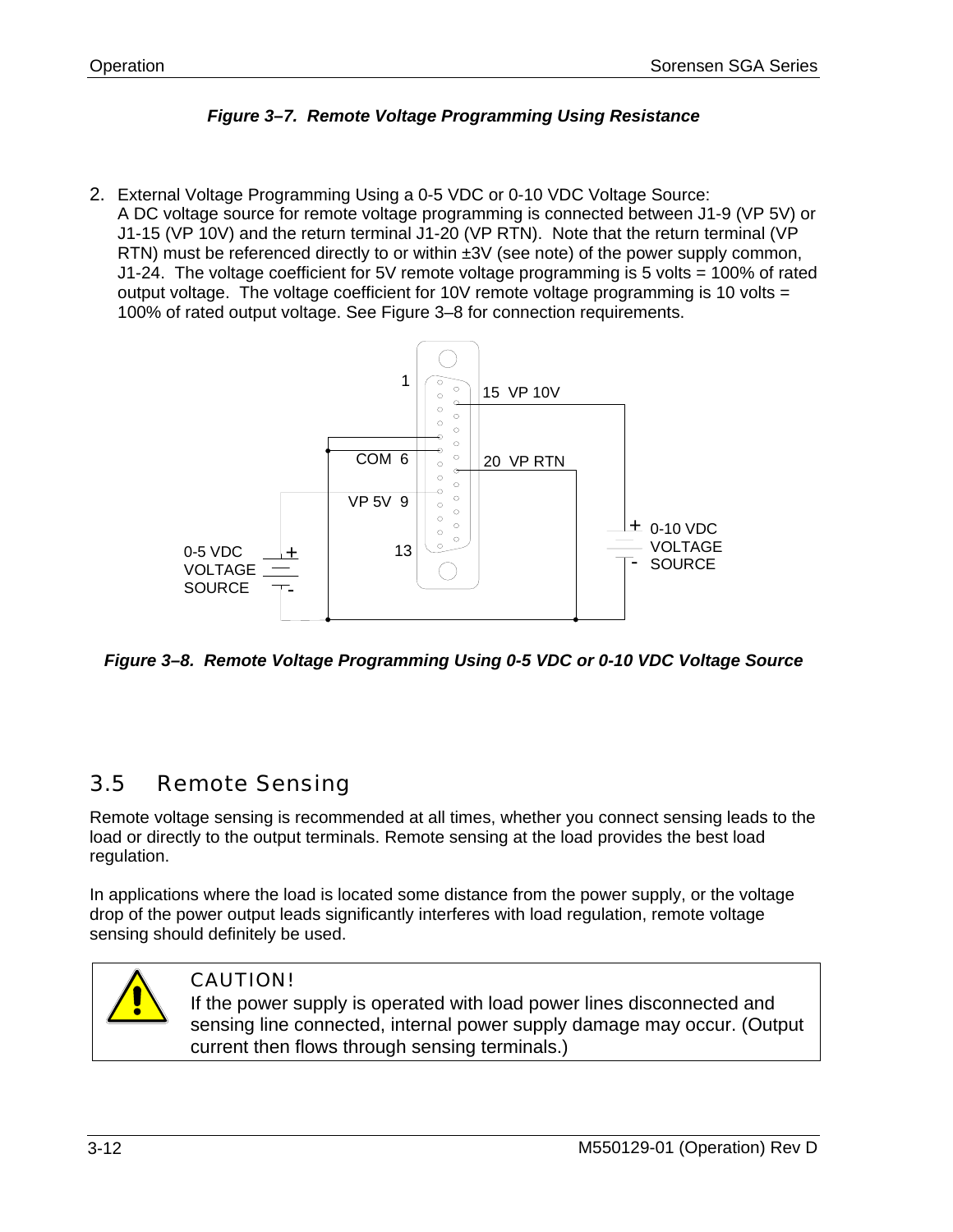*Figure 3–7. Remote Voltage Programming Using Resistance*

2. External Voltage Programming Using a 0-5 VDC or 0-10 VDC Voltage Source:
   A DC voltage source for remote voltage programming is connected between J1-9 (VP 5V) or J1-15 (VP 10V) and the return terminal J1-20 (VP RTN). Note that the return terminal (VP RTN) must be referenced directly to or within ±3V (see note) of the power supply common, J1-24. The voltage coefficient for 5V remote voltage programming is 5 volts = 100% of rated output voltage. The voltage coefficient for 10V remote voltage programming is 10 volts = 100% of rated output voltage. See Figure 3–8 for connection requirements.

*Figure 3–8. Remote Voltage Programming Using 0-5 VDC or 0-10 VDC Voltage Source*

## 3.5 Remote Sensing

Remote voltage sensing is recommended at all times, whether you connect sensing leads to the load or directly to the output terminals. Remote sensing at the load provides the best load regulation.

In applications where the load is located some distance from the power supply, or the voltage drop of the power output leads significantly interferes with load regulation, remote voltage sensing should definitely be used.

> **CAUTION!**
> If the power supply is operated with load power lines disconnected and sensing line connected, internal power supply damage may occur. (Output current then flows through sensing terminals.)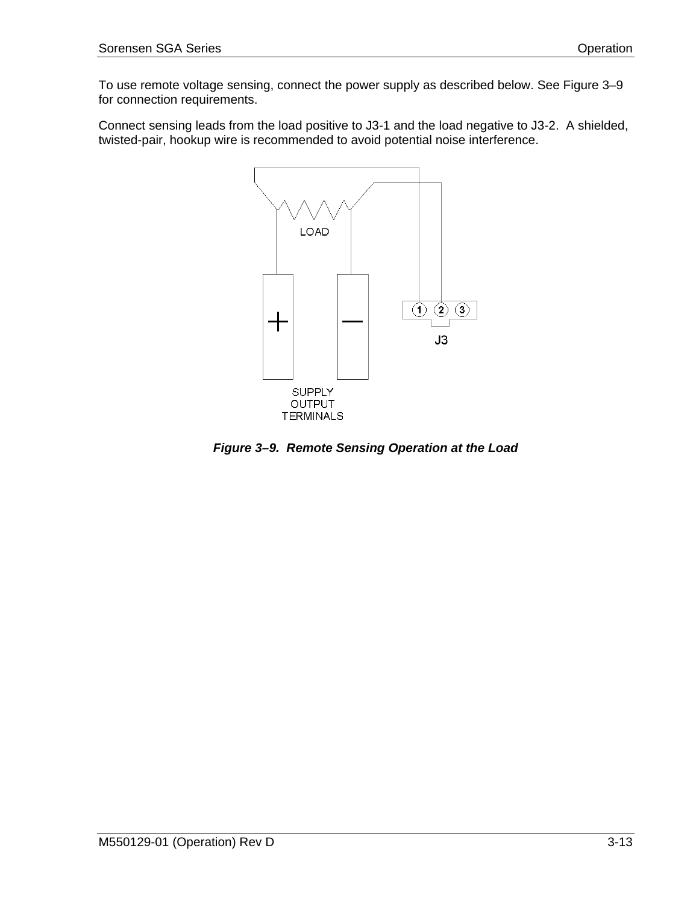To use remote voltage sensing, connect the power supply as described below. See Figure 3–9 for connection requirements.

Connect sensing leads from the load positive to J3-1 and the load negative to J3-2. A shielded, twisted-pair, hookup wire is recommended to avoid potential noise interference.

LOAD

SUPPLY OUTPUT TERMINALS

J3

***Figure 3–9. Remote Sensing Operation at the Load***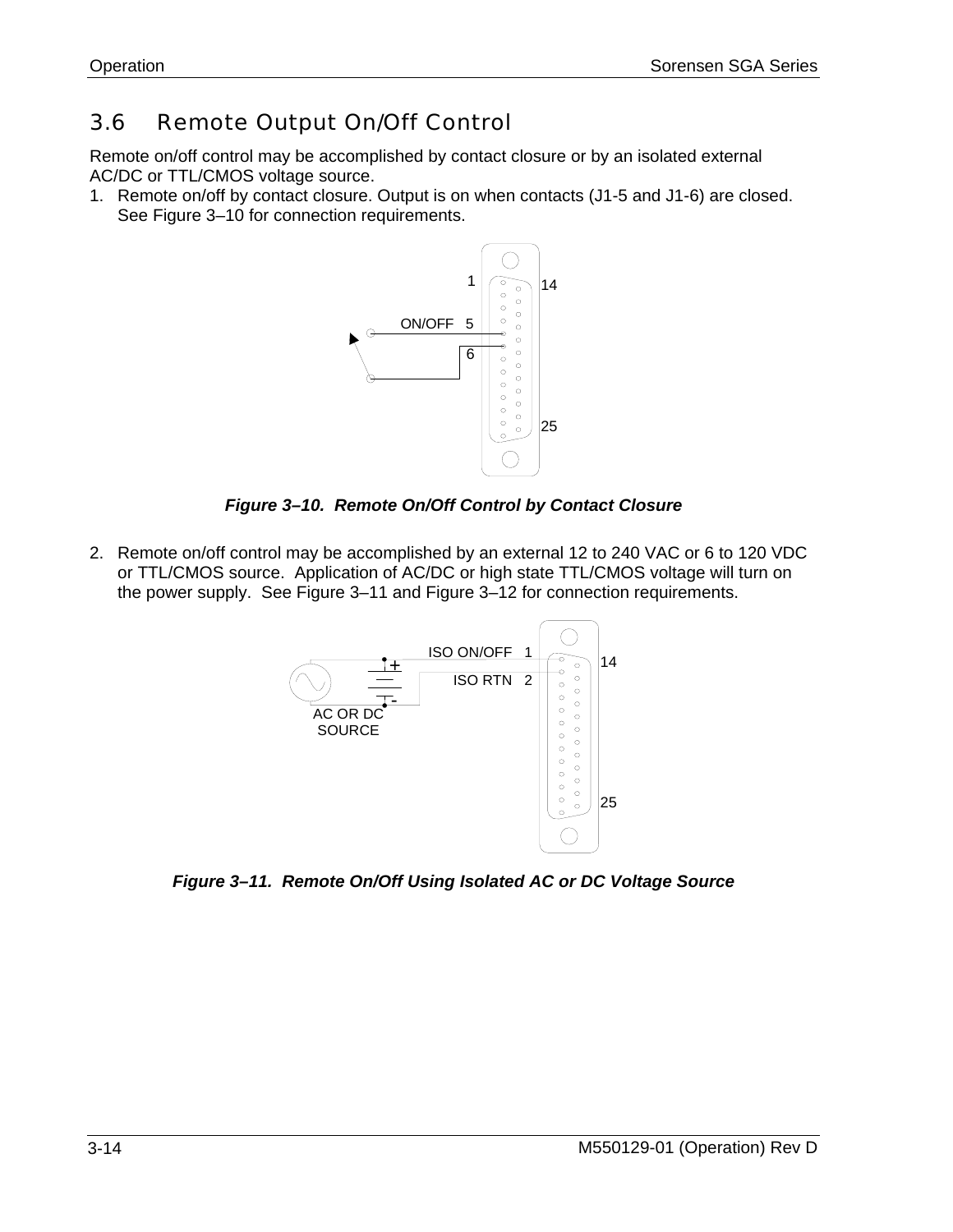## 3.6 Remote Output On/Off Control

Remote on/off control may be accomplished by contact closure or by an isolated external AC/DC or TTL/CMOS voltage source.

1. Remote on/off by contact closure. Output is on when contacts (J1-5 and J1-6) are closed. See Figure 3–10 for connection requirements.

***Figure 3–10. Remote On/Off Control by Contact Closure***

2. Remote on/off control may be accomplished by an external 12 to 240 VAC or 6 to 120 VDC or TTL/CMOS source. Application of AC/DC or high state TTL/CMOS voltage will turn on the power supply. See Figure 3–11 and Figure 3–12 for connection requirements.

***Figure 3–11. Remote On/Off Using Isolated AC or DC Voltage Source***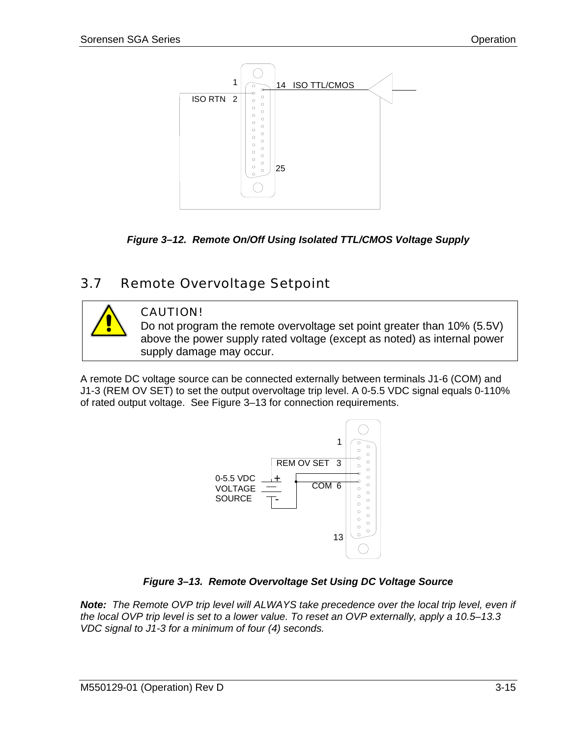*Figure 3–12. Remote On/Off Using Isolated TTL/CMOS Voltage Supply*

## 3.7 Remote Overvoltage Setpoint

> **CAUTION!**
> Do not program the remote overvoltage set point greater than 10% (5.5V) above the power supply rated voltage (except as noted) as internal power supply damage may occur.

A remote DC voltage source can be connected externally between terminals J1-6 (COM) and J1-3 (REM OV SET) to set the output overvoltage trip level. A 0-5.5 VDC signal equals 0-110% of rated output voltage. See Figure 3–13 for connection requirements.

*Figure 3–13. Remote Overvoltage Set Using DC Voltage Source*

***Note:*** *The Remote OVP trip level will ALWAYS take precedence over the local trip level, even if the local OVP trip level is set to a lower value. To reset an OVP externally, apply a 10.5–13.3 VDC signal to J1-3 for a minimum of four (4) seconds.*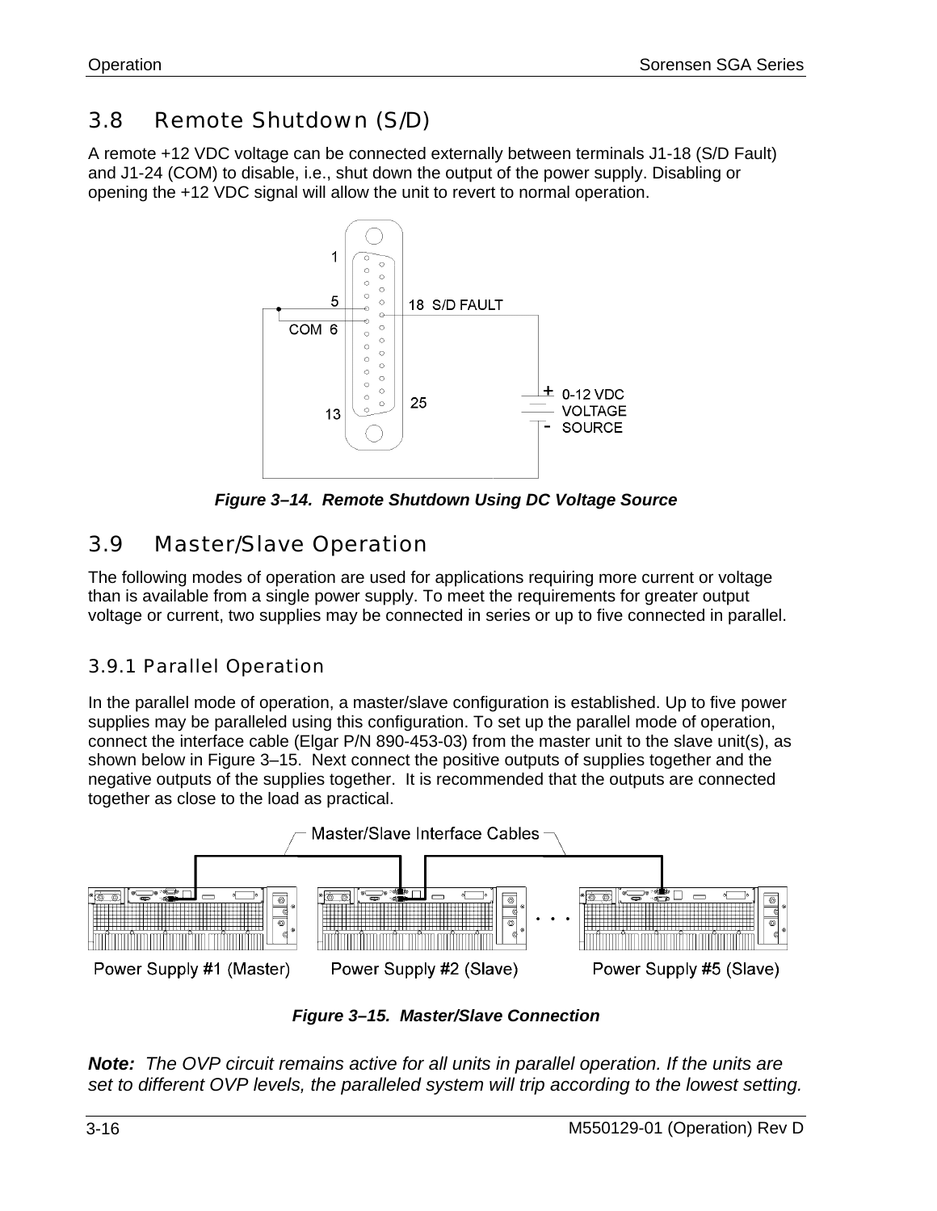## 3.8 Remote Shutdown (S/D)

A remote +12 VDC voltage can be connected externally between terminals J1-18 (S/D Fault) and J1-24 (COM) to disable, i.e., shut down the output of the power supply. Disabling or opening the +12 VDC signal will allow the unit to revert to normal operation.

*Figure 3–14. Remote Shutdown Using DC Voltage Source*

## 3.9 Master/Slave Operation

The following modes of operation are used for applications requiring more current or voltage than is available from a single power supply. To meet the requirements for greater output voltage or current, two supplies may be connected in series or up to five connected in parallel.

### 3.9.1 Parallel Operation

In the parallel mode of operation, a master/slave configuration is established. Up to five power supplies may be paralleled using this configuration. To set up the parallel mode of operation, connect the interface cable (Elgar P/N 890-453-03) from the master unit to the slave unit(s), as shown below in Figure 3–15. Next connect the positive outputs of supplies together and the negative outputs of the supplies together. It is recommended that the outputs are connected together as close to the load as practical.

*Figure 3–15. Master/Slave Connection*

***Note:*** *The OVP circuit remains active for all units in parallel operation. If the units are set to different OVP levels, the paralleled system will trip according to the lowest setting.*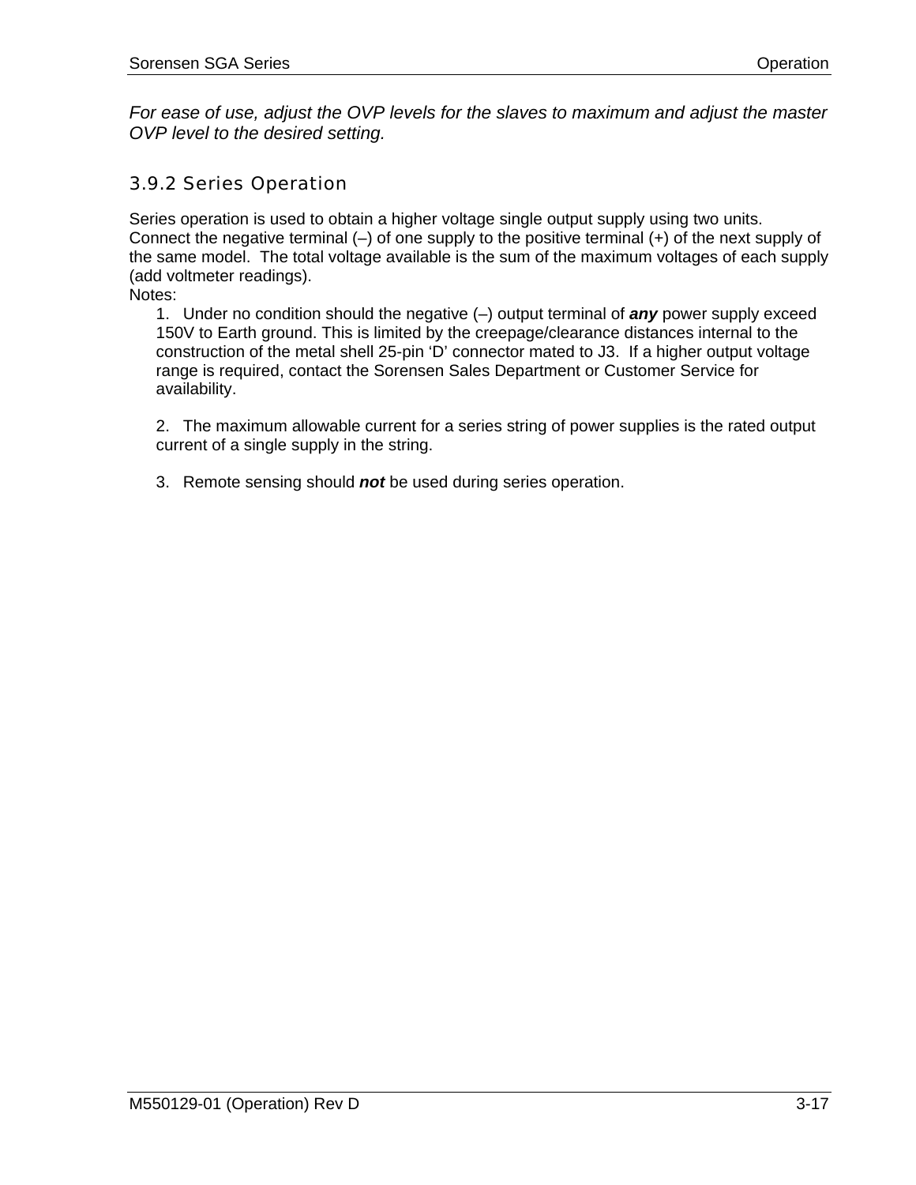*For ease of use, adjust the OVP levels for the slaves to maximum and adjust the master OVP level to the desired setting.*

### 3.9.2 Series Operation

Series operation is used to obtain a higher voltage single output supply using two units. Connect the negative terminal (–) of one supply to the positive terminal (+) of the next supply of the same model. The total voltage available is the sum of the maximum voltages of each supply (add voltmeter readings).

Notes:

1. Under no condition should the negative (–) output terminal of ***any*** power supply exceed 150V to Earth ground. This is limited by the creepage/clearance distances internal to the construction of the metal shell 25-pin 'D' connector mated to J3. If a higher output voltage range is required, contact the Sorensen Sales Department or Customer Service for availability.

2. The maximum allowable current for a series string of power supplies is the rated output current of a single supply in the string.

3. Remote sensing should ***not*** be used during series operation.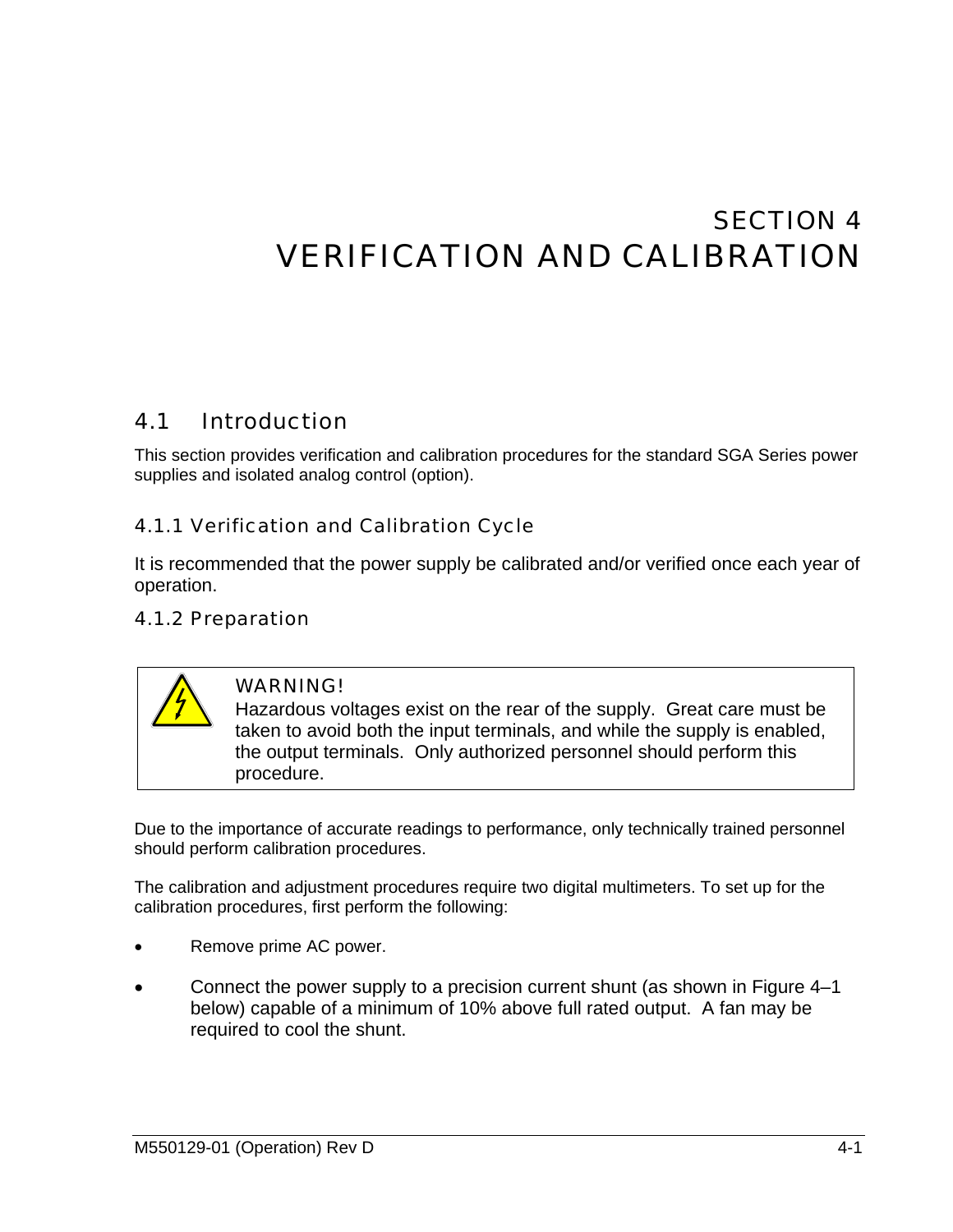# SECTION 4
# VERIFICATION AND CALIBRATION

## 4.1 Introduction

This section provides verification and calibration procedures for the standard SGA Series power supplies and isolated analog control (option).

### 4.1.1 Verification and Calibration Cycle

It is recommended that the power supply be calibrated and/or verified once each year of operation.

### 4.1.2 Preparation

> **WARNING!**
> Hazardous voltages exist on the rear of the supply. Great care must be taken to avoid both the input terminals, and while the supply is enabled, the output terminals. Only authorized personnel should perform this procedure.

Due to the importance of accurate readings to performance, only technically trained personnel should perform calibration procedures.

The calibration and adjustment procedures require two digital multimeters. To set up for the calibration procedures, first perform the following:

- Remove prime AC power.
- Connect the power supply to a precision current shunt (as shown in Figure 4–1 below) capable of a minimum of 10% above full rated output. A fan may be required to cool the shunt.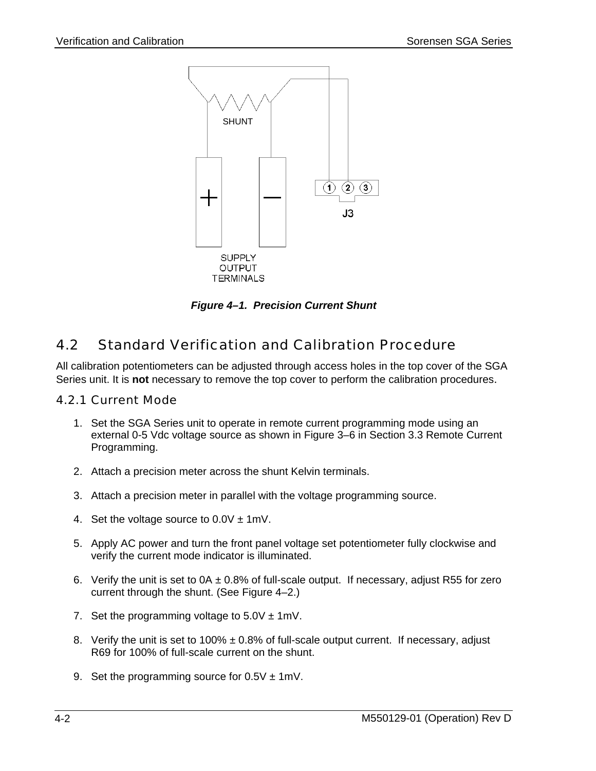*Figure 4–1. Precision Current Shunt*

## 4.2 Standard Verification and Calibration Procedure

All calibration potentiometers can be adjusted through access holes in the top cover of the SGA Series unit. It is **not** necessary to remove the top cover to perform the calibration procedures.

### 4.2.1 Current Mode

1. Set the SGA Series unit to operate in remote current programming mode using an external 0-5 Vdc voltage source as shown in Figure 3–6 in Section 3.3 Remote Current Programming.

2. Attach a precision meter across the shunt Kelvin terminals.

3. Attach a precision meter in parallel with the voltage programming source.

4. Set the voltage source to 0.0V ± 1mV.

5. Apply AC power and turn the front panel voltage set potentiometer fully clockwise and verify the current mode indicator is illuminated.

6. Verify the unit is set to 0A ± 0.8% of full-scale output. If necessary, adjust R55 for zero current through the shunt. (See Figure 4–2.)

7. Set the programming voltage to 5.0V ± 1mV.

8. Verify the unit is set to 100% ± 0.8% of full-scale output current. If necessary, adjust R69 for 100% of full-scale current on the shunt.

9. Set the programming source for 0.5V ± 1mV.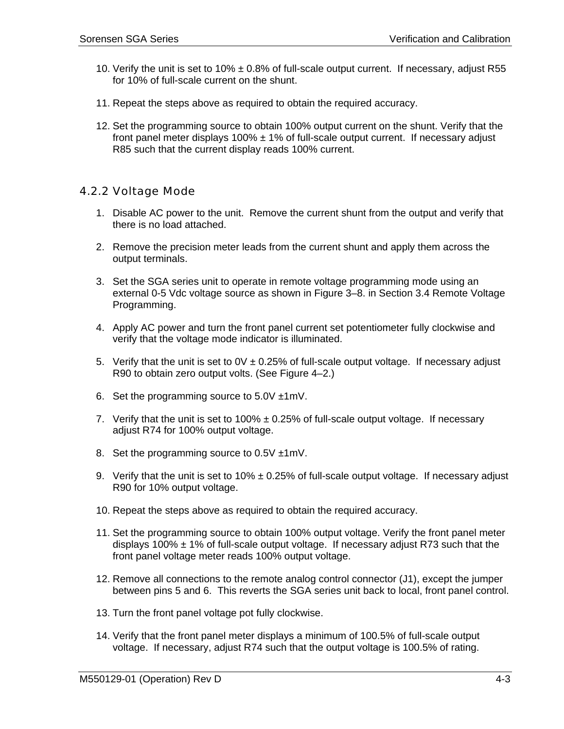10. Verify the unit is set to 10% ± 0.8% of full-scale output current. If necessary, adjust R55 for 10% of full-scale current on the shunt.

11. Repeat the steps above as required to obtain the required accuracy.

12. Set the programming source to obtain 100% output current on the shunt. Verify that the front panel meter displays 100% ± 1% of full-scale output current. If necessary adjust R85 such that the current display reads 100% current.

### 4.2.2 Voltage Mode

1. Disable AC power to the unit. Remove the current shunt from the output and verify that there is no load attached.

2. Remove the precision meter leads from the current shunt and apply them across the output terminals.

3. Set the SGA series unit to operate in remote voltage programming mode using an external 0-5 Vdc voltage source as shown in Figure 3–8. in Section 3.4 Remote Voltage Programming.

4. Apply AC power and turn the front panel current set potentiometer fully clockwise and verify that the voltage mode indicator is illuminated.

5. Verify that the unit is set to 0V ± 0.25% of full-scale output voltage. If necessary adjust R90 to obtain zero output volts. (See Figure 4–2.)

6. Set the programming source to 5.0V ±1mV.

7. Verify that the unit is set to 100% ± 0.25% of full-scale output voltage. If necessary adjust R74 for 100% output voltage.

8. Set the programming source to 0.5V ±1mV.

9. Verify that the unit is set to 10% ± 0.25% of full-scale output voltage. If necessary adjust R90 for 10% output voltage.

10. Repeat the steps above as required to obtain the required accuracy.

11. Set the programming source to obtain 100% output voltage. Verify the front panel meter displays 100% ± 1% of full-scale output voltage. If necessary adjust R73 such that the front panel voltage meter reads 100% output voltage.

12. Remove all connections to the remote analog control connector (J1), except the jumper between pins 5 and 6. This reverts the SGA series unit back to local, front panel control.

13. Turn the front panel voltage pot fully clockwise.

14. Verify that the front panel meter displays a minimum of 100.5% of full-scale output voltage. If necessary, adjust R74 such that the output voltage is 100.5% of rating.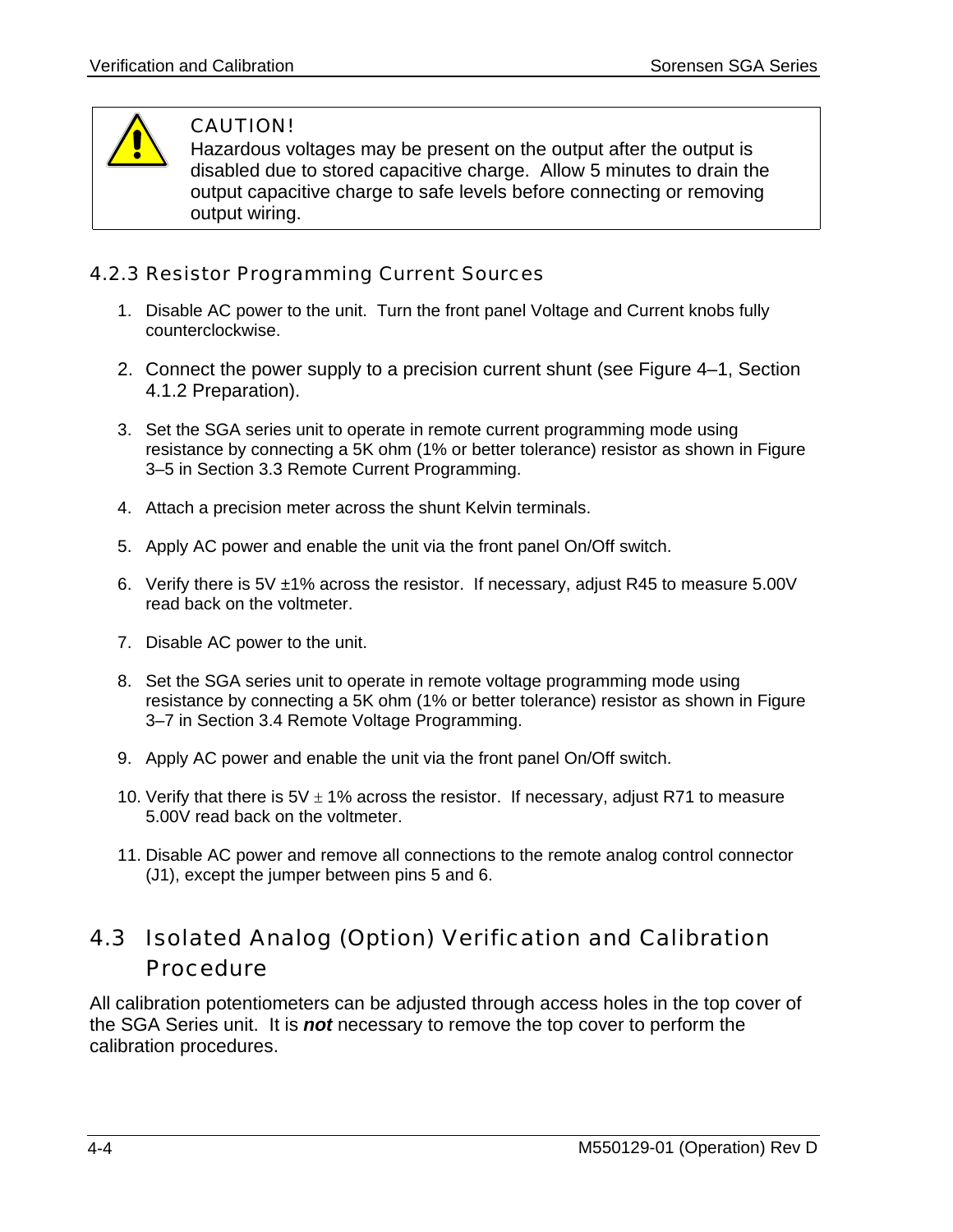> **CAUTION!**
> Hazardous voltages may be present on the output after the output is disabled due to stored capacitive charge. Allow 5 minutes to drain the output capacitive charge to safe levels before connecting or removing output wiring.

### 4.2.3 Resistor Programming Current Sources

1. Disable AC power to the unit. Turn the front panel Voltage and Current knobs fully counterclockwise.
2. Connect the power supply to a precision current shunt (see Figure 4–1, Section 4.1.2 Preparation).
3. Set the SGA series unit to operate in remote current programming mode using resistance by connecting a 5K ohm (1% or better tolerance) resistor as shown in Figure 3–5 in Section 3.3 Remote Current Programming.
4. Attach a precision meter across the shunt Kelvin terminals.
5. Apply AC power and enable the unit via the front panel On/Off switch.
6. Verify there is 5V ±1% across the resistor. If necessary, adjust R45 to measure 5.00V read back on the voltmeter.
7. Disable AC power to the unit.
8. Set the SGA series unit to operate in remote voltage programming mode using resistance by connecting a 5K ohm (1% or better tolerance) resistor as shown in Figure 3–7 in Section 3.4 Remote Voltage Programming.
9. Apply AC power and enable the unit via the front panel On/Off switch.
10. Verify that there is 5V ± 1% across the resistor. If necessary, adjust R71 to measure 5.00V read back on the voltmeter.
11. Disable AC power and remove all connections to the remote analog control connector (J1), except the jumper between pins 5 and 6.

## 4.3 Isolated Analog (Option) Verification and Calibration Procedure

All calibration potentiometers can be adjusted through access holes in the top cover of the SGA Series unit. It is ***not*** necessary to remove the top cover to perform the calibration procedures.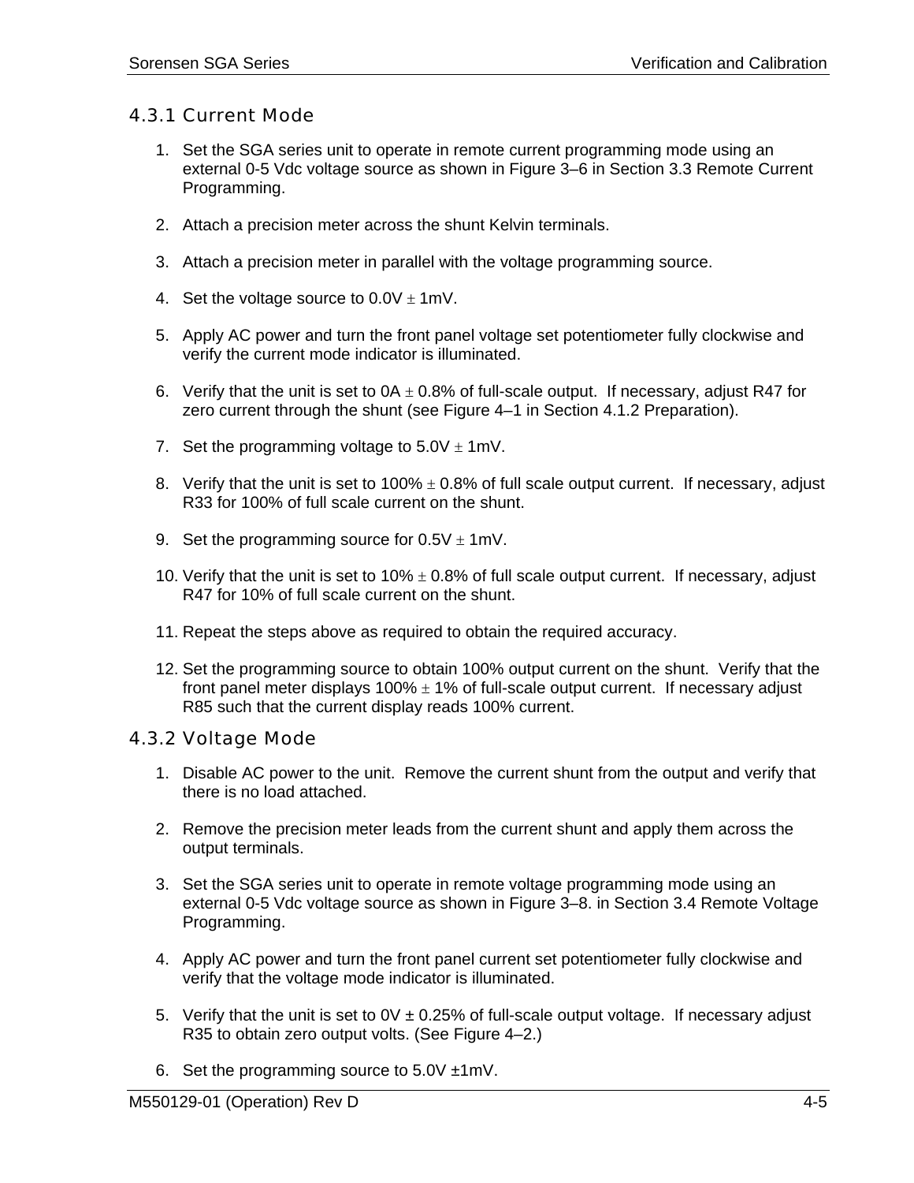### 4.3.1 Current Mode

1. Set the SGA series unit to operate in remote current programming mode using an external 0-5 Vdc voltage source as shown in Figure 3–6 in Section 3.3 Remote Current Programming.

2. Attach a precision meter across the shunt Kelvin terminals.

3. Attach a precision meter in parallel with the voltage programming source.

4. Set the voltage source to 0.0V ± 1mV.

5. Apply AC power and turn the front panel voltage set potentiometer fully clockwise and verify the current mode indicator is illuminated.

6. Verify that the unit is set to 0A ± 0.8% of full-scale output. If necessary, adjust R47 for zero current through the shunt (see Figure 4–1 in Section 4.1.2 Preparation).

7. Set the programming voltage to 5.0V ± 1mV.

8. Verify that the unit is set to 100% ± 0.8% of full scale output current. If necessary, adjust R33 for 100% of full scale current on the shunt.

9. Set the programming source for 0.5V ± 1mV.

10. Verify that the unit is set to 10% ± 0.8% of full scale output current. If necessary, adjust R47 for 10% of full scale current on the shunt.

11. Repeat the steps above as required to obtain the required accuracy.

12. Set the programming source to obtain 100% output current on the shunt. Verify that the front panel meter displays 100% ± 1% of full-scale output current. If necessary adjust R85 such that the current display reads 100% current.

### 4.3.2 Voltage Mode

1. Disable AC power to the unit. Remove the current shunt from the output and verify that there is no load attached.

2. Remove the precision meter leads from the current shunt and apply them across the output terminals.

3. Set the SGA series unit to operate in remote voltage programming mode using an external 0-5 Vdc voltage source as shown in Figure 3–8. in Section 3.4 Remote Voltage Programming.

4. Apply AC power and turn the front panel current set potentiometer fully clockwise and verify that the voltage mode indicator is illuminated.

5. Verify that the unit is set to 0V ± 0.25% of full-scale output voltage. If necessary adjust R35 to obtain zero output volts. (See Figure 4–2.)

6. Set the programming source to 5.0V ±1mV.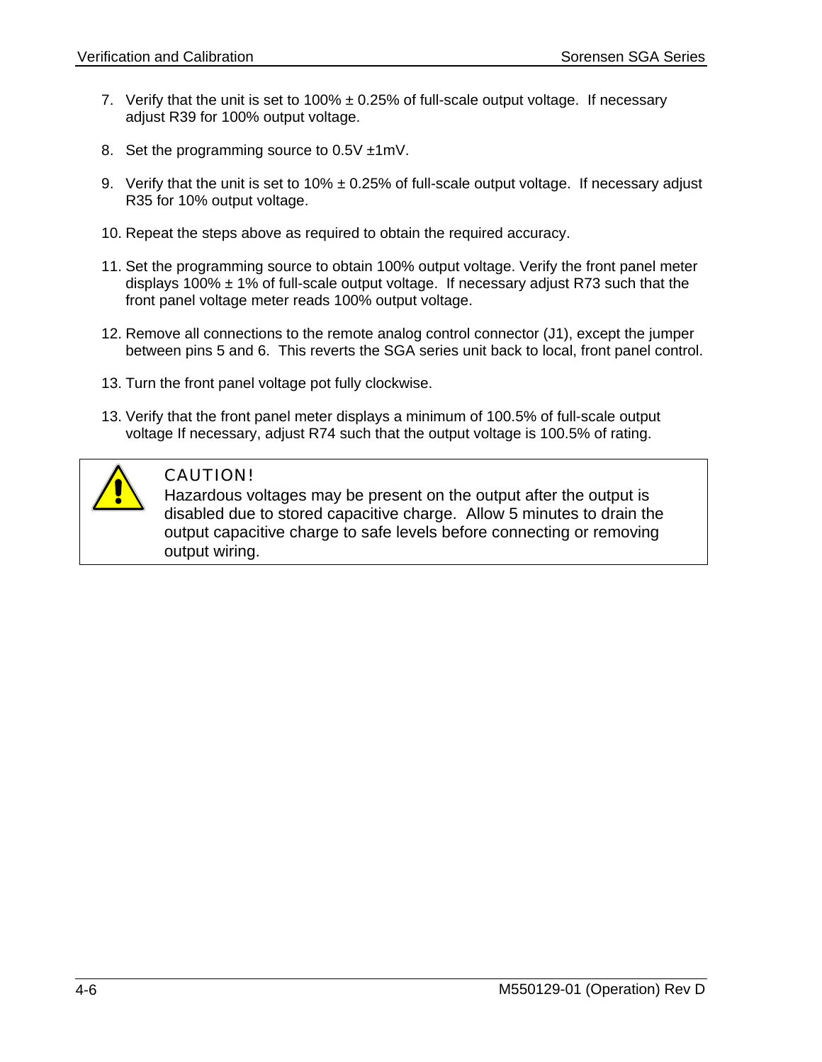7. Verify that the unit is set to 100% ± 0.25% of full-scale output voltage. If necessary adjust R39 for 100% output voltage.

8. Set the programming source to 0.5V ±1mV.

9. Verify that the unit is set to 10% ± 0.25% of full-scale output voltage. If necessary adjust R35 for 10% output voltage.

10. Repeat the steps above as required to obtain the required accuracy.

11. Set the programming source to obtain 100% output voltage. Verify the front panel meter displays 100% ± 1% of full-scale output voltage. If necessary adjust R73 such that the front panel voltage meter reads 100% output voltage.

12. Remove all connections to the remote analog control connector (J1), except the jumper between pins 5 and 6. This reverts the SGA series unit back to local, front panel control.

13. Turn the front panel voltage pot fully clockwise.

13. Verify that the front panel meter displays a minimum of 100.5% of full-scale output voltage If necessary, adjust R74 such that the output voltage is 100.5% of rating.

> **CAUTION!**
> Hazardous voltages may be present on the output after the output is disabled due to stored capacitive charge. Allow 5 minutes to drain the output capacitive charge to safe levels before connecting or removing output wiring.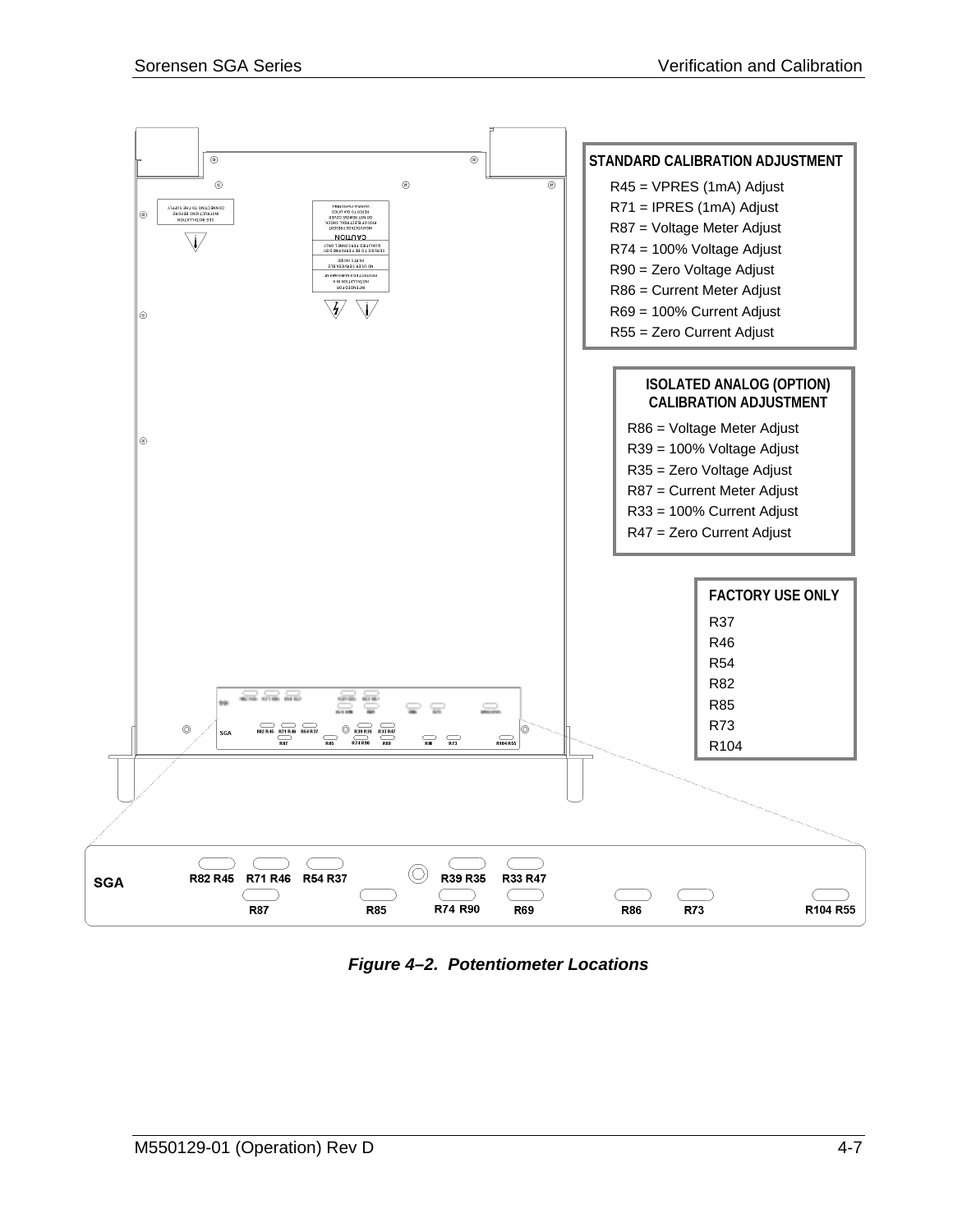**STANDARD CALIBRATION ADJUSTMENT**

R45 = VPRES (1mA) Adjust
R71 = IPRES (1mA) Adjust
R87 = Voltage Meter Adjust
R74 = 100% Voltage Adjust
R90 = Zero Voltage Adjust
R86 = Current Meter Adjust
R69 = 100% Current Adjust
R55 = Zero Current Adjust

**ISOLATED ANALOG (OPTION) CALIBRATION ADJUSTMENT**

R86 = Voltage Meter Adjust
R39 = 100% Voltage Adjust
R35 = Zero Voltage Adjust
R87 = Current Meter Adjust
R33 = 100% Current Adjust
R47 = Zero Current Adjust

**FACTORY USE ONLY**

R37
R46
R54
R82
R85
R73
R104

SGA

R82 R45 R71 R46 R54 R37 R39 R35 R33 R47

R87 R85 R74 R90 R69 R86 R73 R104 R55

***Figure 4–2. Potentiometer Locations***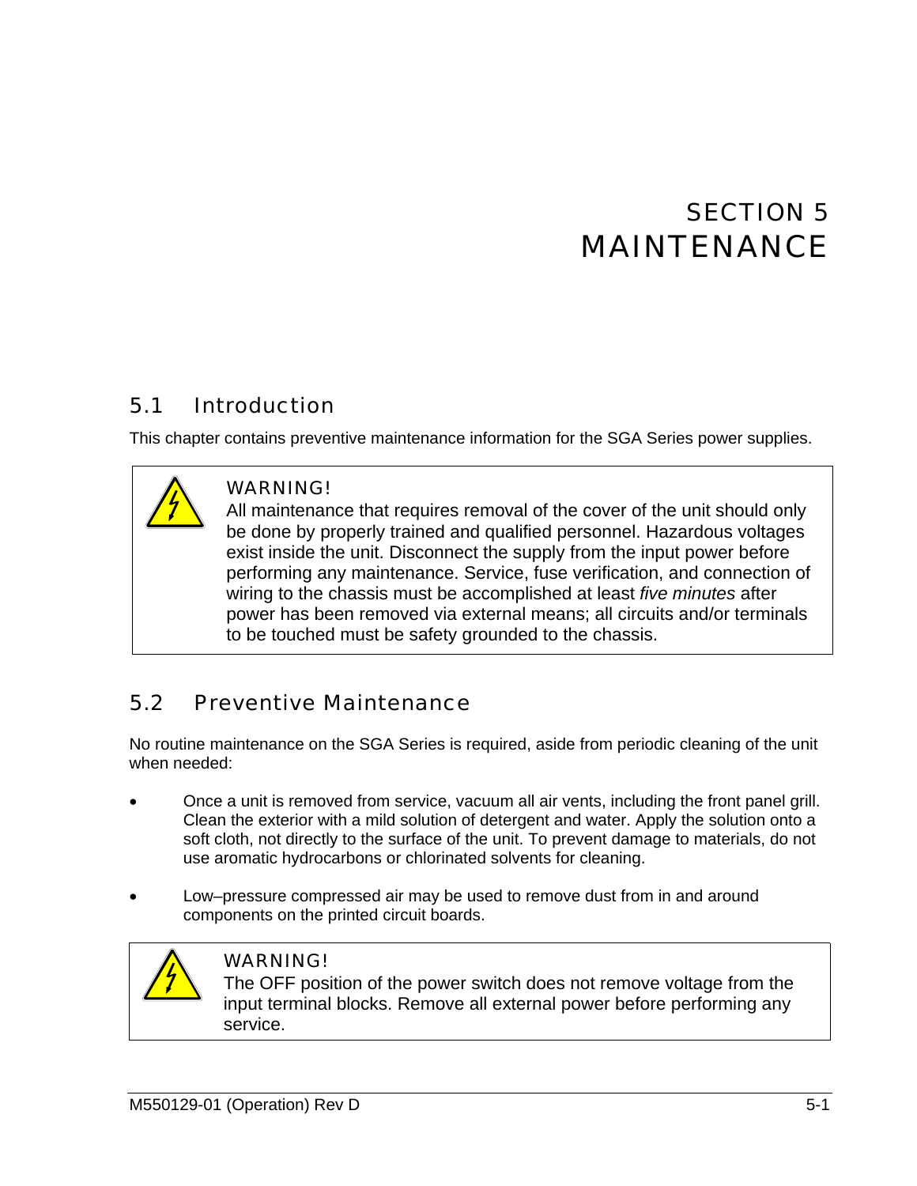# SECTION 5
# MAINTENANCE

## 5.1 Introduction

This chapter contains preventive maintenance information for the SGA Series power supplies.

> **WARNING!**
> All maintenance that requires removal of the cover of the unit should only be done by properly trained and qualified personnel. Hazardous voltages exist inside the unit. Disconnect the supply from the input power before performing any maintenance. Service, fuse verification, and connection of wiring to the chassis must be accomplished at least *five minutes* after power has been removed via external means; all circuits and/or terminals to be touched must be safety grounded to the chassis.

## 5.2 Preventive Maintenance

No routine maintenance on the SGA Series is required, aside from periodic cleaning of the unit when needed:

- Once a unit is removed from service, vacuum all air vents, including the front panel grill. Clean the exterior with a mild solution of detergent and water. Apply the solution onto a soft cloth, not directly to the surface of the unit. To prevent damage to materials, do not use aromatic hydrocarbons or chlorinated solvents for cleaning.

- Low–pressure compressed air may be used to remove dust from in and around components on the printed circuit boards.

> **WARNING!**
> The OFF position of the power switch does not remove voltage from the input terminal blocks. Remove all external power before performing any service.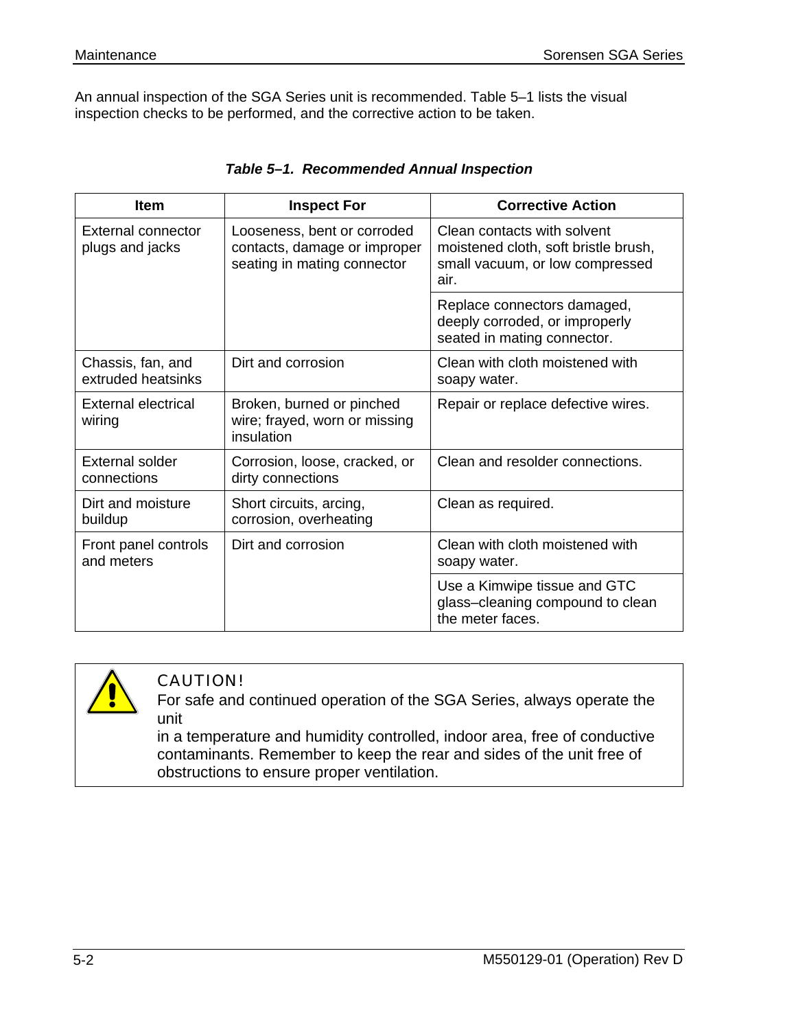An annual inspection of the SGA Series unit is recommended. Table 5–1 lists the visual inspection checks to be performed, and the corrective action to be taken.

***Table 5–1. Recommended Annual Inspection***

| Item | Inspect For | Corrective Action |
|---|---|---|
| External connector plugs and jacks | Looseness, bent or corroded contacts, damage or improper seating in mating connector | Clean contacts with solvent moistened cloth, soft bristle brush, small vacuum, or low compressed air. |
| | | Replace connectors damaged, deeply corroded, or improperly seated in mating connector. |
| Chassis, fan, and extruded heatsinks | Dirt and corrosion | Clean with cloth moistened with soapy water. |
| External electrical wiring | Broken, burned or pinched wire; frayed, worn or missing insulation | Repair or replace defective wires. |
| External solder connections | Corrosion, loose, cracked, or dirty connections | Clean and resolder connections. |
| Dirt and moisture buildup | Short circuits, arcing, corrosion, overheating | Clean as required. |
| Front panel controls and meters | Dirt and corrosion | Clean with cloth moistened with soapy water. |
| | | Use a Kimwipe tissue and GTC glass–cleaning compound to clean the meter faces. |

**CAUTION!**
For safe and continued operation of the SGA Series, always operate the unit
in a temperature and humidity controlled, indoor area, free of conductive contaminants. Remember to keep the rear and sides of the unit free of obstructions to ensure proper ventilation.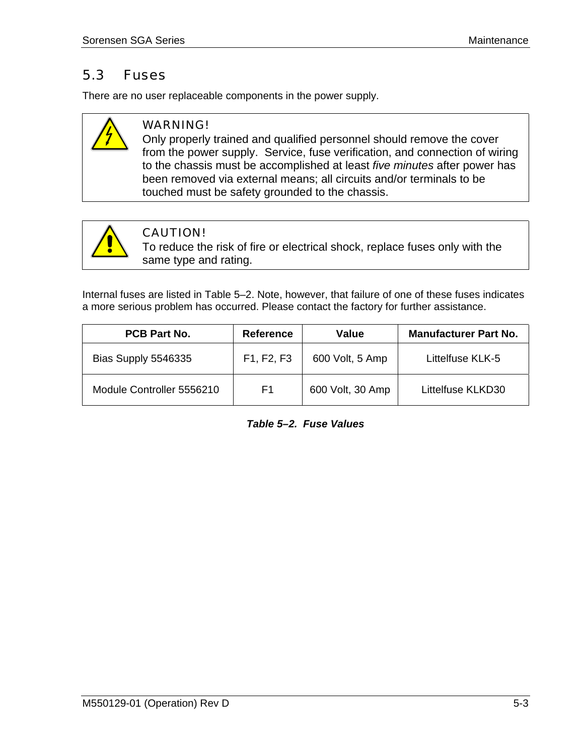## 5.3 Fuses

There are no user replaceable components in the power supply.

> **WARNING!**
> Only properly trained and qualified personnel should remove the cover from the power supply. Service, fuse verification, and connection of wiring to the chassis must be accomplished at least *five minutes* after power has been removed via external means; all circuits and/or terminals to be touched must be safety grounded to the chassis.

> **CAUTION!**
> To reduce the risk of fire or electrical shock, replace fuses only with the same type and rating.

Internal fuses are listed in Table 5–2. Note, however, that failure of one of these fuses indicates a more serious problem has occurred. Please contact the factory for further assistance.

| PCB Part No. | Reference | Value | Manufacturer Part No. |
|---|---|---|---|
| Bias Supply 5546335 | F1, F2, F3 | 600 Volt, 5 Amp | Littelfuse KLK-5 |
| Module Controller 5556210 | F1 | 600 Volt, 30 Amp | Littelfuse KLKD30 |

***Table 5–2. Fuse Values***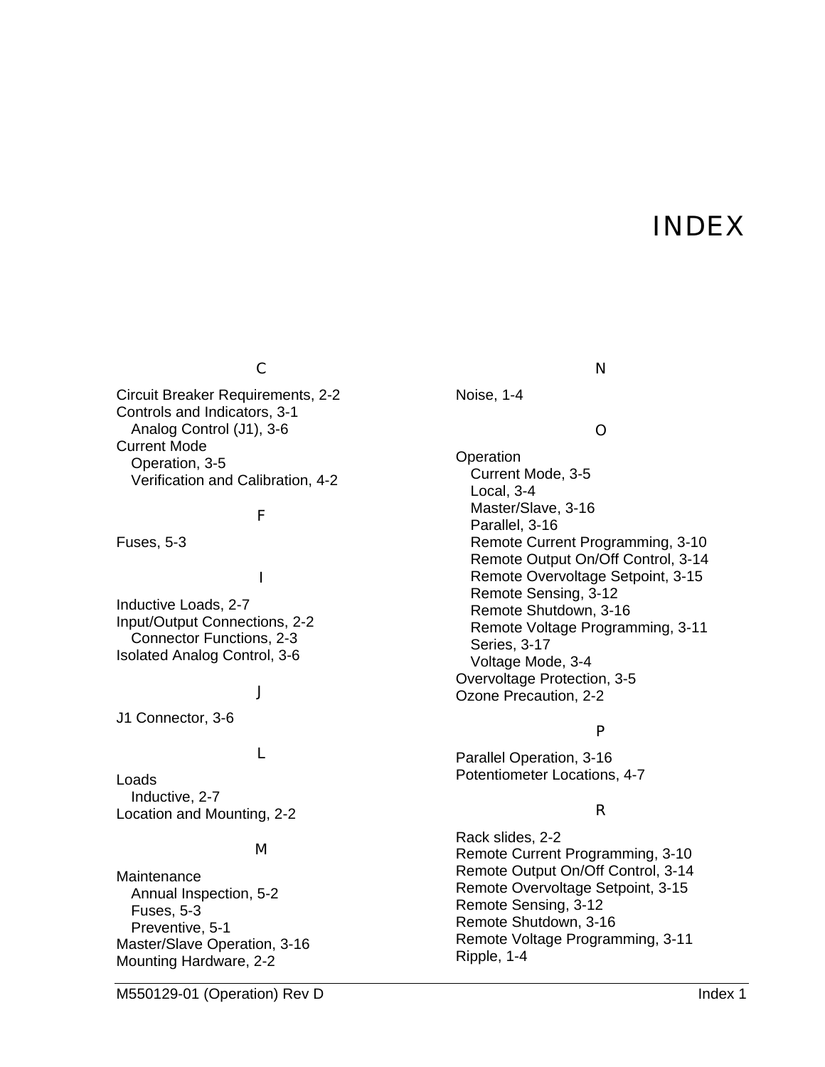# INDEX

## C

Circuit Breaker Requirements, 2-2
Controls and Indicators, 3-1
  Analog Control (J1), 3-6
Current Mode
  Operation, 3-5
  Verification and Calibration, 4-2

## F

Fuses, 5-3

## I

Inductive Loads, 2-7
Input/Output Connections, 2-2
  Connector Functions, 2-3
Isolated Analog Control, 3-6

## J

J1 Connector, 3-6

## L

Loads
  Inductive, 2-7
Location and Mounting, 2-2

## M

Maintenance
  Annual Inspection, 5-2
  Fuses, 5-3
  Preventive, 5-1
Master/Slave Operation, 3-16
Mounting Hardware, 2-2

## N

Noise, 1-4

## O

Operation
  Current Mode, 3-5
  Local, 3-4
  Master/Slave, 3-16
  Parallel, 3-16
  Remote Current Programming, 3-10
  Remote Output On/Off Control, 3-14
  Remote Overvoltage Setpoint, 3-15
  Remote Sensing, 3-12
  Remote Shutdown, 3-16
  Remote Voltage Programming, 3-11
  Series, 3-17
  Voltage Mode, 3-4
Overvoltage Protection, 3-5
Ozone Precaution, 2-2

## P

Parallel Operation, 3-16
Potentiometer Locations, 4-7

## R

Rack slides, 2-2
Remote Current Programming, 3-10
Remote Output On/Off Control, 3-14
Remote Overvoltage Setpoint, 3-15
Remote Sensing, 3-12
Remote Shutdown, 3-16
Remote Voltage Programming, 3-11
Ripple, 1-4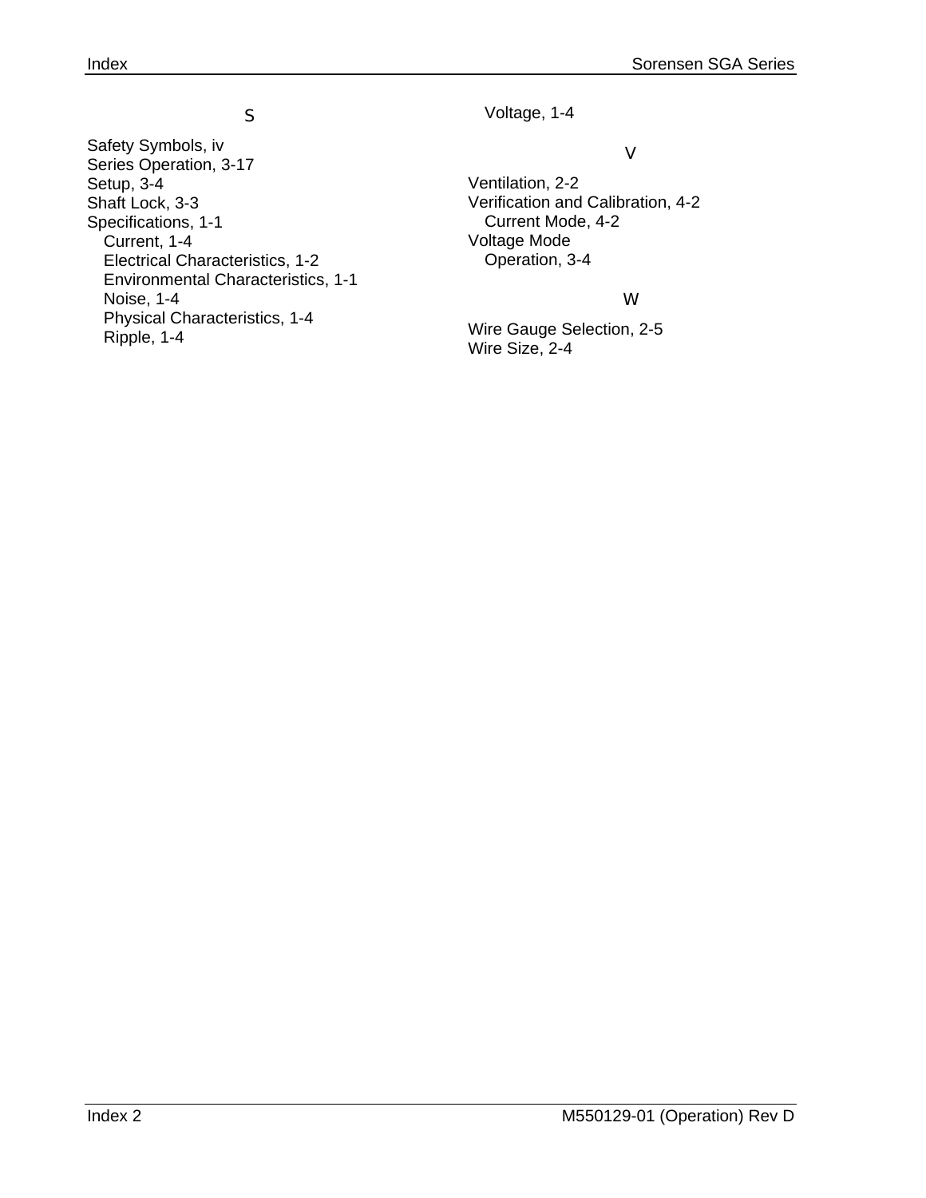## S

Safety Symbols, iv
Series Operation, 3-17
Setup, 3-4
Shaft Lock, 3-3
Specifications, 1-1
  Current, 1-4
  Electrical Characteristics, 1-2
  Environmental Characteristics, 1-1
  Noise, 1-4
  Physical Characteristics, 1-4
  Ripple, 1-4
  Voltage, 1-4

## V

Ventilation, 2-2
Verification and Calibration, 4-2
  Current Mode, 4-2
Voltage Mode
  Operation, 3-4

## W

Wire Gauge Selection, 2-5
Wire Size, 2-4